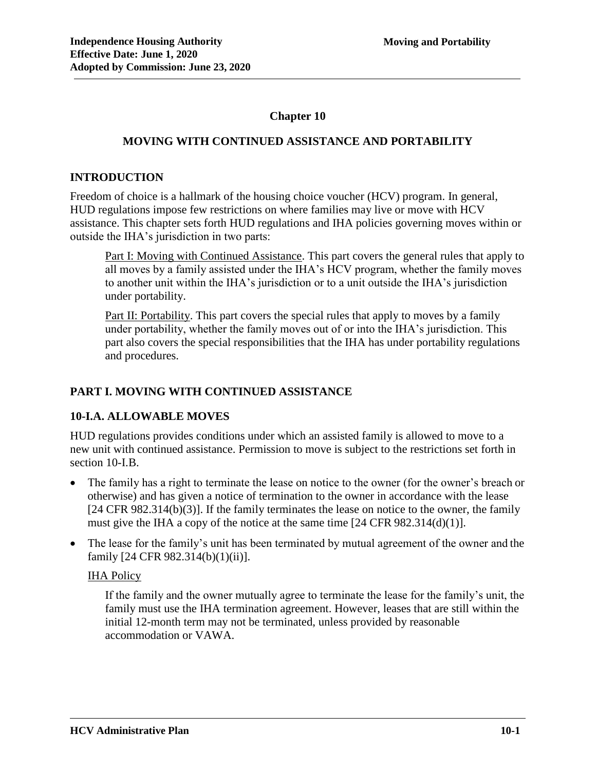# Chapter 10

## MOVING WITH CONTINUED ASSISTANCE AND PORTABILITY

### INTRODUCTION

Freedom of choice is a hallmark of the housing choice voucher (HCV) program. In general, HUD regulations impose few restrictions on where families may live or move with HCV assistance. This chapter sets forth HUD regulations and IHA policies governing moves within or outside the IHA's jurisdiction in two parts:

> Part I: Moving with Continued Assistance. This part covers the general rules that apply to all moves by a family assisted under the IHA's HCV program, whether the family moves to another unit within the IHA's jurisdiction or to a unit outside the IHA's jurisdiction under portability.
>
> Part II: Portability. This part covers the special rules that apply to moves by a family under portability, whether the family moves out of or into the IHA's jurisdiction. This part also covers the special responsibilities that the IHA has under portability regulations and procedures.

### PART I. MOVING WITH CONTINUED ASSISTANCE

### 10-I.A. ALLOWABLE MOVES

HUD regulations provides conditions under which an assisted family is allowed to move to a new unit with continued assistance. Permission to move is subject to the restrictions set forth in section 10-I.B.

- The family has a right to terminate the lease on notice to the owner (for the owner's breach or otherwise) and has given a notice of termination to the owner in accordance with the lease [24 CFR 982.314(b)(3)]. If the family terminates the lease on notice to the owner, the family must give the IHA a copy of the notice at the same time [24 CFR 982.314(d)(1)].
- The lease for the family's unit has been terminated by mutual agreement of the owner and the family [24 CFR 982.314(b)(1)(ii)].

  IHA Policy

  > If the family and the owner mutually agree to terminate the lease for the family's unit, the family must use the IHA termination agreement. However, leases that are still within the initial 12-month term may not be terminated, unless provided by reasonable accommodation or VAWA.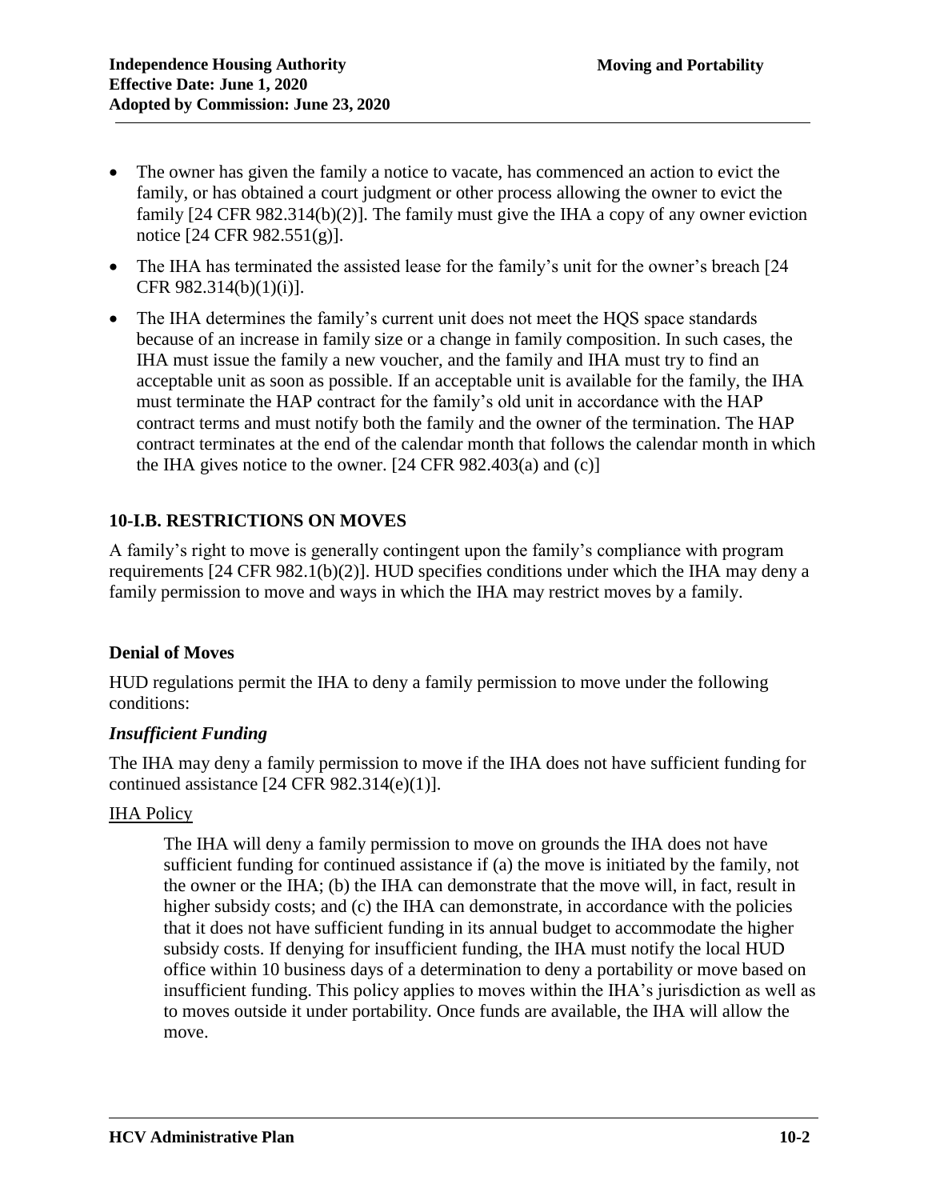- The owner has given the family a notice to vacate, has commenced an action to evict the family, or has obtained a court judgment or other process allowing the owner to evict the family [24 CFR 982.314(b)(2)]. The family must give the IHA a copy of any owner eviction notice [24 CFR 982.551(g)].
- The IHA has terminated the assisted lease for the family's unit for the owner's breach [24 CFR 982.314(b)(1)(i)].
- The IHA determines the family's current unit does not meet the HQS space standards because of an increase in family size or a change in family composition. In such cases, the IHA must issue the family a new voucher, and the family and IHA must try to find an acceptable unit as soon as possible. If an acceptable unit is available for the family, the IHA must terminate the HAP contract for the family's old unit in accordance with the HAP contract terms and must notify both the family and the owner of the termination. The HAP contract terminates at the end of the calendar month that follows the calendar month in which the IHA gives notice to the owner. [24 CFR 982.403(a) and (c)]

## 10-I.B. RESTRICTIONS ON MOVES

A family's right to move is generally contingent upon the family's compliance with program requirements [24 CFR 982.1(b)(2)]. HUD specifies conditions under which the IHA may deny a family permission to move and ways in which the IHA may restrict moves by a family.

### Denial of Moves

HUD regulations permit the IHA to deny a family permission to move under the following conditions:

#### *Insufficient Funding*

The IHA may deny a family permission to move if the IHA does not have sufficient funding for continued assistance [24 CFR 982.314(e)(1)].

IHA Policy

> The IHA will deny a family permission to move on grounds the IHA does not have sufficient funding for continued assistance if (a) the move is initiated by the family, not the owner or the IHA; (b) the IHA can demonstrate that the move will, in fact, result in higher subsidy costs; and (c) the IHA can demonstrate, in accordance with the policies that it does not have sufficient funding in its annual budget to accommodate the higher subsidy costs. If denying for insufficient funding, the IHA must notify the local HUD office within 10 business days of a determination to deny a portability or move based on insufficient funding. This policy applies to moves within the IHA's jurisdiction as well as to moves outside it under portability. Once funds are available, the IHA will allow the move.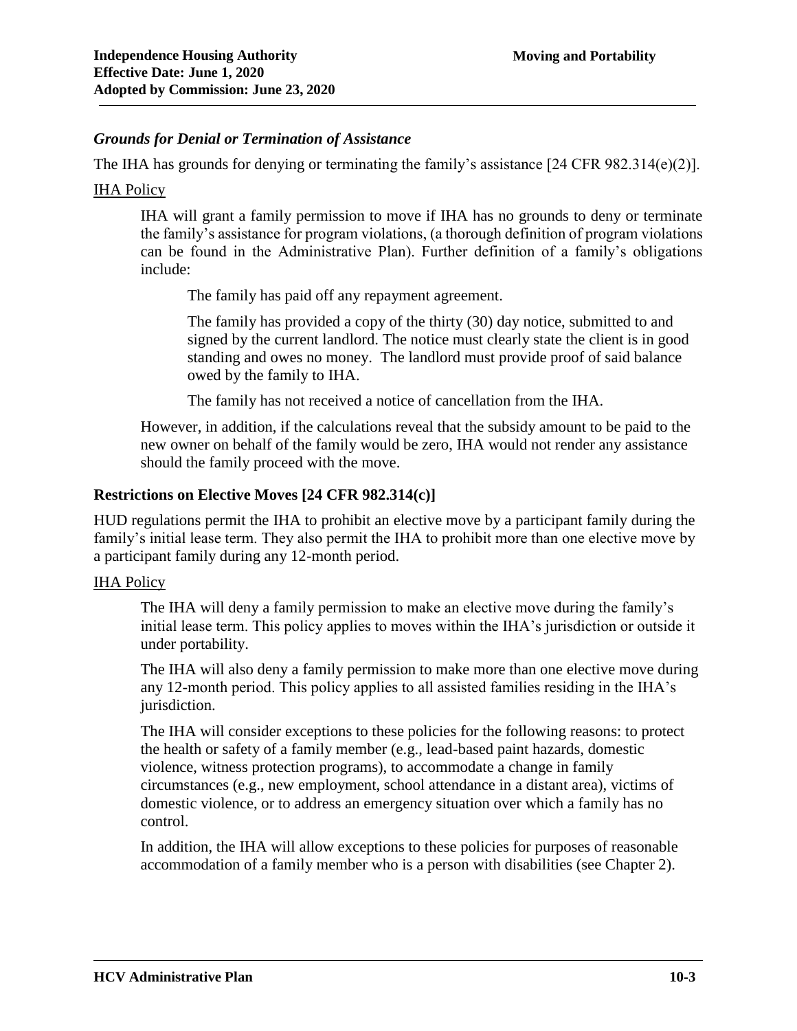### *Grounds for Denial or Termination of Assistance*

The IHA has grounds for denying or terminating the family's assistance [24 CFR 982.314(e)(2)].

IHA Policy

IHA will grant a family permission to move if IHA has no grounds to deny or terminate the family's assistance for program violations, (a thorough definition of program violations can be found in the Administrative Plan). Further definition of a family's obligations include:

The family has paid off any repayment agreement.

The family has provided a copy of the thirty (30) day notice, submitted to and signed by the current landlord. The notice must clearly state the client is in good standing and owes no money. The landlord must provide proof of said balance owed by the family to IHA.

The family has not received a notice of cancellation from the IHA.

However, in addition, if the calculations reveal that the subsidy amount to be paid to the new owner on behalf of the family would be zero, IHA would not render any assistance should the family proceed with the move.

### **Restrictions on Elective Moves [24 CFR 982.314(c)]**

HUD regulations permit the IHA to prohibit an elective move by a participant family during the family's initial lease term. They also permit the IHA to prohibit more than one elective move by a participant family during any 12-month period.

IHA Policy

The IHA will deny a family permission to make an elective move during the family's initial lease term. This policy applies to moves within the IHA's jurisdiction or outside it under portability.

The IHA will also deny a family permission to make more than one elective move during any 12-month period. This policy applies to all assisted families residing in the IHA's jurisdiction.

The IHA will consider exceptions to these policies for the following reasons: to protect the health or safety of a family member (e.g., lead-based paint hazards, domestic violence, witness protection programs), to accommodate a change in family circumstances (e.g., new employment, school attendance in a distant area), victims of domestic violence, or to address an emergency situation over which a family has no control.

In addition, the IHA will allow exceptions to these policies for purposes of reasonable accommodation of a family member who is a person with disabilities (see Chapter 2).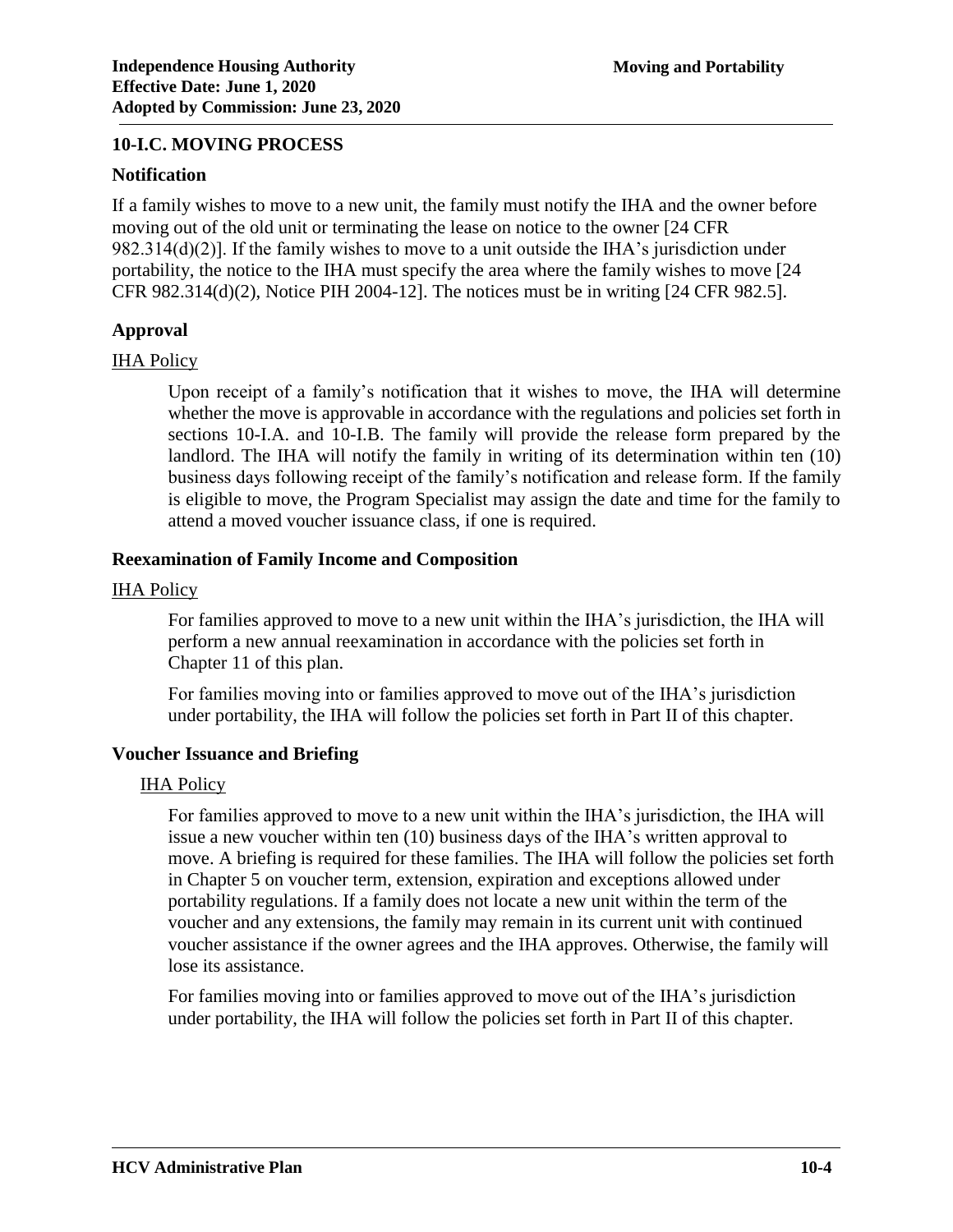## 10-I.C. MOVING PROCESS

### Notification

If a family wishes to move to a new unit, the family must notify the IHA and the owner before moving out of the old unit or terminating the lease on notice to the owner [24 CFR 982.314(d)(2)]. If the family wishes to move to a unit outside the IHA's jurisdiction under portability, the notice to the IHA must specify the area where the family wishes to move [24 CFR 982.314(d)(2), Notice PIH 2004-12]. The notices must be in writing [24 CFR 982.5].

### Approval

IHA Policy

> Upon receipt of a family's notification that it wishes to move, the IHA will determine whether the move is approvable in accordance with the regulations and policies set forth in sections 10-I.A. and 10-I.B. The family will provide the release form prepared by the landlord. The IHA will notify the family in writing of its determination within ten (10) business days following receipt of the family's notification and release form. If the family is eligible to move, the Program Specialist may assign the date and time for the family to attend a moved voucher issuance class, if one is required.

### Reexamination of Family Income and Composition

IHA Policy

> For families approved to move to a new unit within the IHA's jurisdiction, the IHA will perform a new annual reexamination in accordance with the policies set forth in Chapter 11 of this plan.
>
> For families moving into or families approved to move out of the IHA's jurisdiction under portability, the IHA will follow the policies set forth in Part II of this chapter.

### Voucher Issuance and Briefing

IHA Policy

> For families approved to move to a new unit within the IHA's jurisdiction, the IHA will issue a new voucher within ten (10) business days of the IHA's written approval to move. A briefing is required for these families. The IHA will follow the policies set forth in Chapter 5 on voucher term, extension, expiration and exceptions allowed under portability regulations. If a family does not locate a new unit within the term of the voucher and any extensions, the family may remain in its current unit with continued voucher assistance if the owner agrees and the IHA approves. Otherwise, the family will lose its assistance.
>
> For families moving into or families approved to move out of the IHA's jurisdiction under portability, the IHA will follow the policies set forth in Part II of this chapter.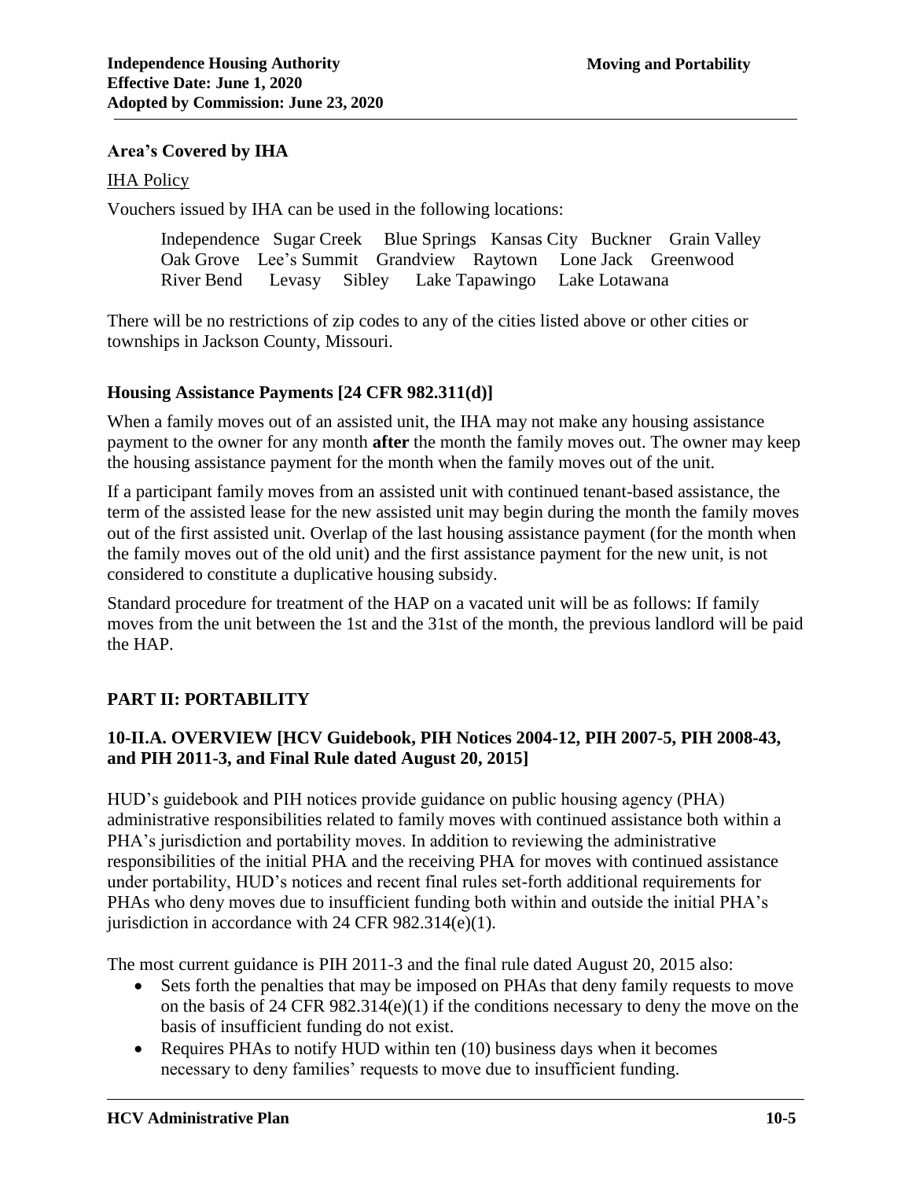**Area's Covered by IHA**

IHA Policy

Vouchers issued by IHA can be used in the following locations:

Independence Sugar Creek Blue Springs Kansas City Buckner Grain Valley
Oak Grove Lee's Summit Grandview Raytown Lone Jack Greenwood
River Bend Levasy Sibley Lake Tapawingo Lake Lotawana

There will be no restrictions of zip codes to any of the cities listed above or other cities or townships in Jackson County, Missouri.

**Housing Assistance Payments [24 CFR 982.311(d)]**

When a family moves out of an assisted unit, the IHA may not make any housing assistance payment to the owner for any month **after** the month the family moves out. The owner may keep the housing assistance payment for the month when the family moves out of the unit.

If a participant family moves from an assisted unit with continued tenant-based assistance, the term of the assisted lease for the new assisted unit may begin during the month the family moves out of the first assisted unit. Overlap of the last housing assistance payment (for the month when the family moves out of the old unit) and the first assistance payment for the new unit, is not considered to constitute a duplicative housing subsidy.

Standard procedure for treatment of the HAP on a vacated unit will be as follows: If family moves from the unit between the 1st and the 31st of the month, the previous landlord will be paid the HAP.

## PART II: PORTABILITY

### 10-II.A. OVERVIEW [HCV Guidebook, PIH Notices 2004-12, PIH 2007-5, PIH 2008-43, and PIH 2011-3, and Final Rule dated August 20, 2015]

HUD's guidebook and PIH notices provide guidance on public housing agency (PHA) administrative responsibilities related to family moves with continued assistance both within a PHA's jurisdiction and portability moves. In addition to reviewing the administrative responsibilities of the initial PHA and the receiving PHA for moves with continued assistance under portability, HUD's notices and recent final rules set-forth additional requirements for PHAs who deny moves due to insufficient funding both within and outside the initial PHA's jurisdiction in accordance with 24 CFR 982.314(e)(1).

The most current guidance is PIH 2011-3 and the final rule dated August 20, 2015 also:

- Sets forth the penalties that may be imposed on PHAs that deny family requests to move on the basis of 24 CFR 982.314(e)(1) if the conditions necessary to deny the move on the basis of insufficient funding do not exist.
- Requires PHAs to notify HUD within ten (10) business days when it becomes necessary to deny families' requests to move due to insufficient funding.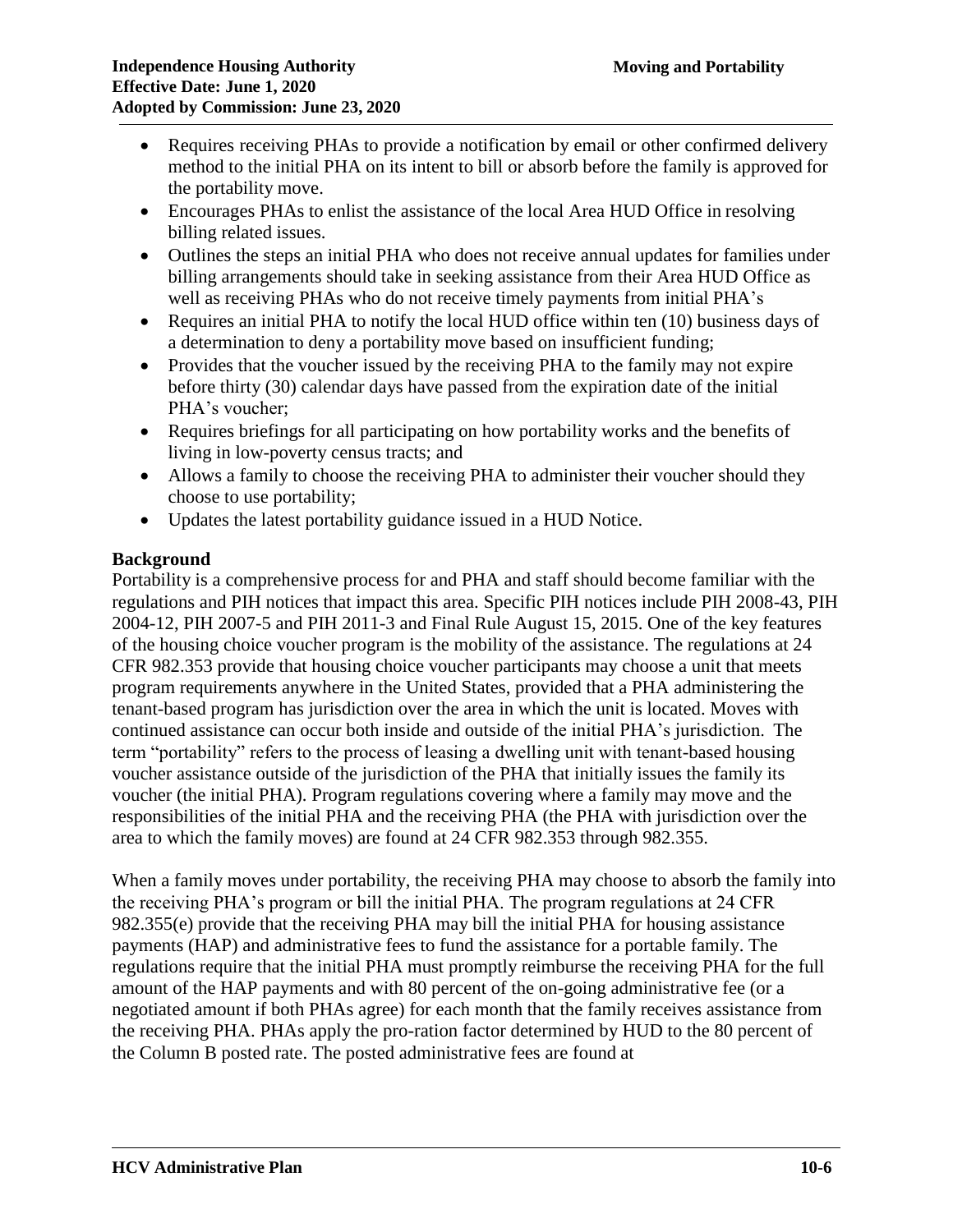- Requires receiving PHAs to provide a notification by email or other confirmed delivery method to the initial PHA on its intent to bill or absorb before the family is approved for the portability move.
- Encourages PHAs to enlist the assistance of the local Area HUD Office in resolving billing related issues.
- Outlines the steps an initial PHA who does not receive annual updates for families under billing arrangements should take in seeking assistance from their Area HUD Office as well as receiving PHAs who do not receive timely payments from initial PHA's
- Requires an initial PHA to notify the local HUD office within ten (10) business days of a determination to deny a portability move based on insufficient funding;
- Provides that the voucher issued by the receiving PHA to the family may not expire before thirty (30) calendar days have passed from the expiration date of the initial PHA's voucher;
- Requires briefings for all participating on how portability works and the benefits of living in low-poverty census tracts; and
- Allows a family to choose the receiving PHA to administer their voucher should they choose to use portability;
- Updates the latest portability guidance issued in a HUD Notice.

**Background**

Portability is a comprehensive process for and PHA and staff should become familiar with the regulations and PIH notices that impact this area. Specific PIH notices include PIH 2008-43, PIH 2004-12, PIH 2007-5 and PIH 2011-3 and Final Rule August 15, 2015. One of the key features of the housing choice voucher program is the mobility of the assistance. The regulations at 24 CFR 982.353 provide that housing choice voucher participants may choose a unit that meets program requirements anywhere in the United States, provided that a PHA administering the tenant-based program has jurisdiction over the area in which the unit is located. Moves with continued assistance can occur both inside and outside of the initial PHA's jurisdiction. The term "portability" refers to the process of leasing a dwelling unit with tenant-based housing voucher assistance outside of the jurisdiction of the PHA that initially issues the family its voucher (the initial PHA). Program regulations covering where a family may move and the responsibilities of the initial PHA and the receiving PHA (the PHA with jurisdiction over the area to which the family moves) are found at 24 CFR 982.353 through 982.355.

When a family moves under portability, the receiving PHA may choose to absorb the family into the receiving PHA's program or bill the initial PHA. The program regulations at 24 CFR 982.355(e) provide that the receiving PHA may bill the initial PHA for housing assistance payments (HAP) and administrative fees to fund the assistance for a portable family. The regulations require that the initial PHA must promptly reimburse the receiving PHA for the full amount of the HAP payments and with 80 percent of the on-going administrative fee (or a negotiated amount if both PHAs agree) for each month that the family receives assistance from the receiving PHA. PHAs apply the pro-ration factor determined by HUD to the 80 percent of the Column B posted rate. The posted administrative fees are found at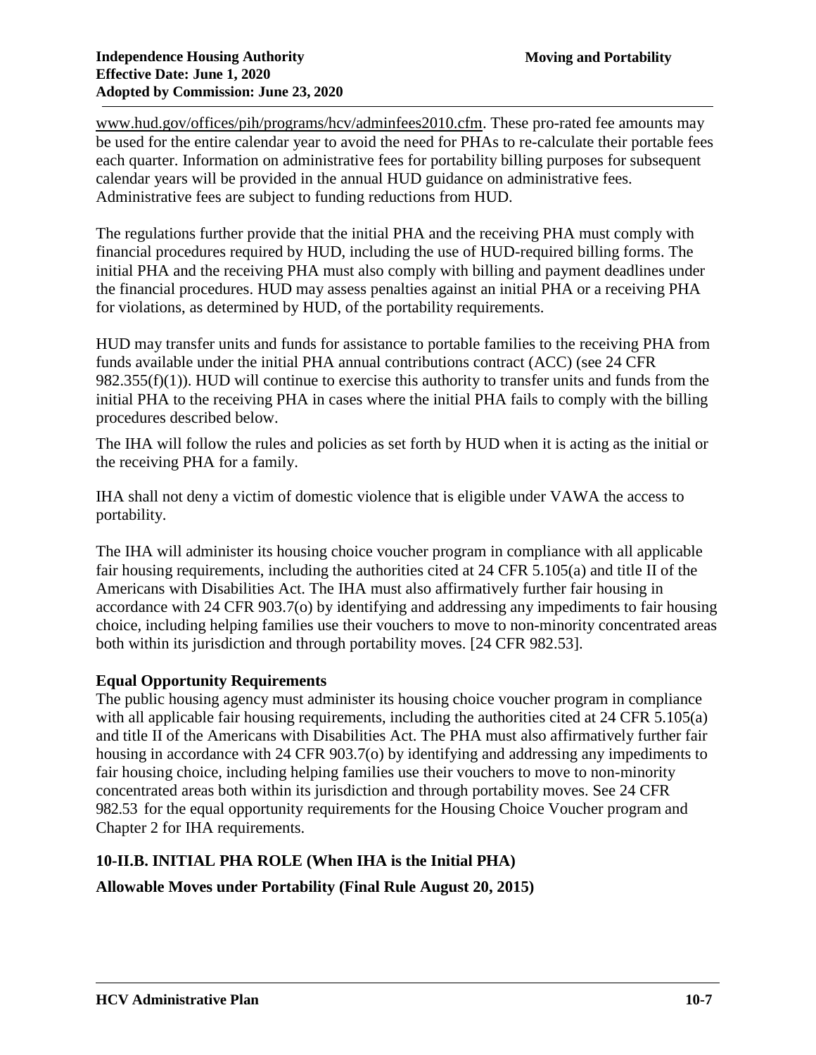www.hud.gov/offices/pih/programs/hcv/adminfees2010.cfm. These pro-rated fee amounts may be used for the entire calendar year to avoid the need for PHAs to re-calculate their portable fees each quarter. Information on administrative fees for portability billing purposes for subsequent calendar years will be provided in the annual HUD guidance on administrative fees. Administrative fees are subject to funding reductions from HUD.

The regulations further provide that the initial PHA and the receiving PHA must comply with financial procedures required by HUD, including the use of HUD-required billing forms. The initial PHA and the receiving PHA must also comply with billing and payment deadlines under the financial procedures. HUD may assess penalties against an initial PHA or a receiving PHA for violations, as determined by HUD, of the portability requirements.

HUD may transfer units and funds for assistance to portable families to the receiving PHA from funds available under the initial PHA annual contributions contract (ACC) (see 24 CFR 982.355(f)(1)). HUD will continue to exercise this authority to transfer units and funds from the initial PHA to the receiving PHA in cases where the initial PHA fails to comply with the billing procedures described below.

The IHA will follow the rules and policies as set forth by HUD when it is acting as the initial or the receiving PHA for a family.

IHA shall not deny a victim of domestic violence that is eligible under VAWA the access to portability.

The IHA will administer its housing choice voucher program in compliance with all applicable fair housing requirements, including the authorities cited at 24 CFR 5.105(a) and title II of the Americans with Disabilities Act. The IHA must also affirmatively further fair housing in accordance with 24 CFR 903.7(o) by identifying and addressing any impediments to fair housing choice, including helping families use their vouchers to move to non-minority concentrated areas both within its jurisdiction and through portability moves. [24 CFR 982.53].

**Equal Opportunity Requirements**

The public housing agency must administer its housing choice voucher program in compliance with all applicable fair housing requirements, including the authorities cited at 24 CFR 5.105(a) and title II of the Americans with Disabilities Act. The PHA must also affirmatively further fair housing in accordance with 24 CFR 903.7(o) by identifying and addressing any impediments to fair housing choice, including helping families use their vouchers to move to non-minority concentrated areas both within its jurisdiction and through portability moves. See 24 CFR 982.53 for the equal opportunity requirements for the Housing Choice Voucher program and Chapter 2 for IHA requirements.

## 10-II.B. INITIAL PHA ROLE (When IHA is the Initial PHA)

### Allowable Moves under Portability (Final Rule August 20, 2015)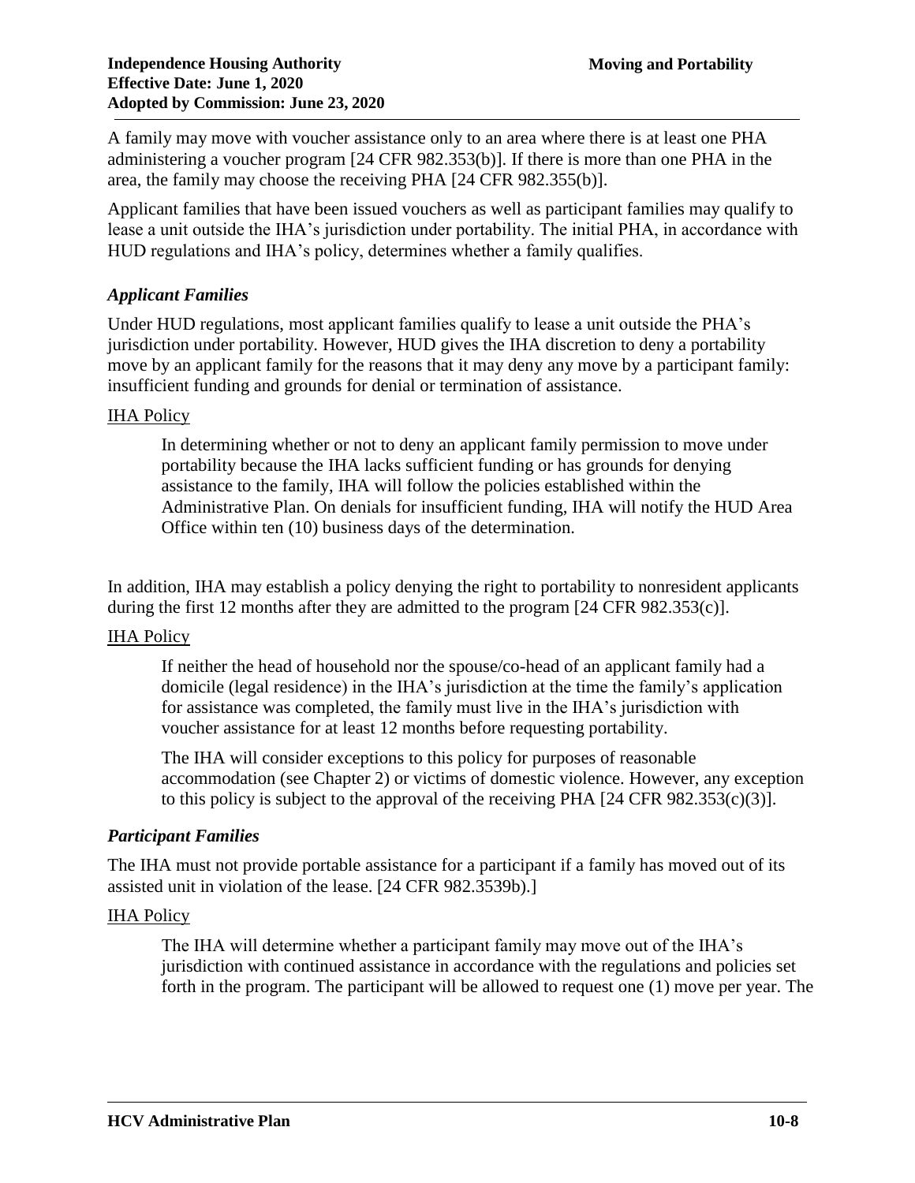A family may move with voucher assistance only to an area where there is at least one PHA administering a voucher program [24 CFR 982.353(b)]. If there is more than one PHA in the area, the family may choose the receiving PHA [24 CFR 982.355(b)].

Applicant families that have been issued vouchers as well as participant families may qualify to lease a unit outside the IHA's jurisdiction under portability. The initial PHA, in accordance with HUD regulations and IHA's policy, determines whether a family qualifies.

### *Applicant Families*

Under HUD regulations, most applicant families qualify to lease a unit outside the PHA's jurisdiction under portability. However, HUD gives the IHA discretion to deny a portability move by an applicant family for the reasons that it may deny any move by a participant family: insufficient funding and grounds for denial or termination of assistance.

<u>IHA Policy</u>

> In determining whether or not to deny an applicant family permission to move under portability because the IHA lacks sufficient funding or has grounds for denying assistance to the family, IHA will follow the policies established within the Administrative Plan. On denials for insufficient funding, IHA will notify the HUD Area Office within ten (10) business days of the determination.

In addition, IHA may establish a policy denying the right to portability to nonresident applicants during the first 12 months after they are admitted to the program [24 CFR 982.353(c)].

<u>IHA Policy</u>

> If neither the head of household nor the spouse/co-head of an applicant family had a domicile (legal residence) in the IHA's jurisdiction at the time the family's application for assistance was completed, the family must live in the IHA's jurisdiction with voucher assistance for at least 12 months before requesting portability.
>
> The IHA will consider exceptions to this policy for purposes of reasonable accommodation (see Chapter 2) or victims of domestic violence. However, any exception to this policy is subject to the approval of the receiving PHA [24 CFR 982.353(c)(3)].

### *Participant Families*

The IHA must not provide portable assistance for a participant if a family has moved out of its assisted unit in violation of the lease. [24 CFR 982.3539b).]

<u>IHA Policy</u>

> The IHA will determine whether a participant family may move out of the IHA's jurisdiction with continued assistance in accordance with the regulations and policies set forth in the program. The participant will be allowed to request one (1) move per year. The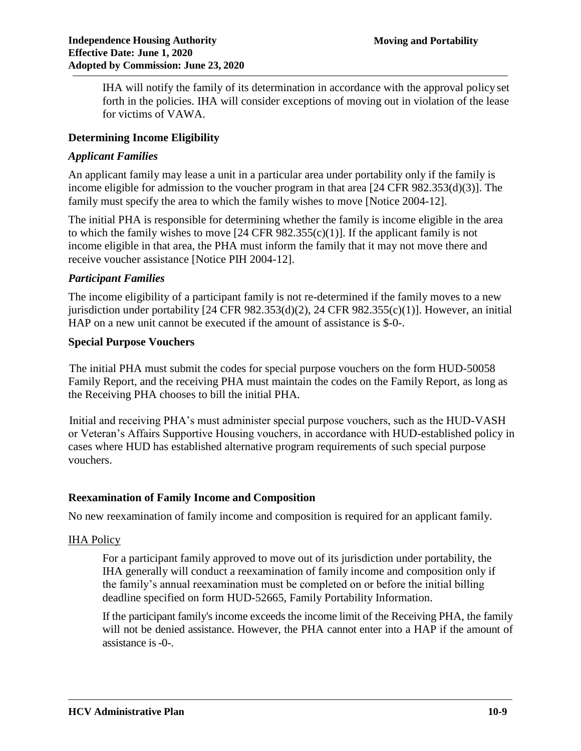IHA will notify the family of its determination in accordance with the approval policy set forth in the policies. IHA will consider exceptions of moving out in violation of the lease for victims of VAWA.

### Determining Income Eligibility

#### *Applicant Families*

An applicant family may lease a unit in a particular area under portability only if the family is income eligible for admission to the voucher program in that area [24 CFR 982.353(d)(3)]. The family must specify the area to which the family wishes to move [Notice 2004-12].

The initial PHA is responsible for determining whether the family is income eligible in the area to which the family wishes to move [24 CFR 982.355(c)(1)]. If the applicant family is not income eligible in that area, the PHA must inform the family that it may not move there and receive voucher assistance [Notice PIH 2004-12].

#### *Participant Families*

The income eligibility of a participant family is not re-determined if the family moves to a new jurisdiction under portability [24 CFR 982.353(d)(2), 24 CFR 982.355(c)(1)]. However, an initial HAP on a new unit cannot be executed if the amount of assistance is $-0-.

### Special Purpose Vouchers

The initial PHA must submit the codes for special purpose vouchers on the form HUD-50058 Family Report, and the receiving PHA must maintain the codes on the Family Report, as long as the Receiving PHA chooses to bill the initial PHA.

Initial and receiving PHA's must administer special purpose vouchers, such as the HUD-VASH or Veteran's Affairs Supportive Housing vouchers, in accordance with HUD-established policy in cases where HUD has established alternative program requirements of such special purpose vouchers.

### Reexamination of Family Income and Composition

No new reexamination of family income and composition is required for an applicant family.

IHA Policy

For a participant family approved to move out of its jurisdiction under portability, the IHA generally will conduct a reexamination of family income and composition only if the family's annual reexamination must be completed on or before the initial billing deadline specified on form HUD-52665, Family Portability Information.

If the participant family's income exceeds the income limit of the Receiving PHA, the family will not be denied assistance. However, the PHA cannot enter into a HAP if the amount of assistance is -0-.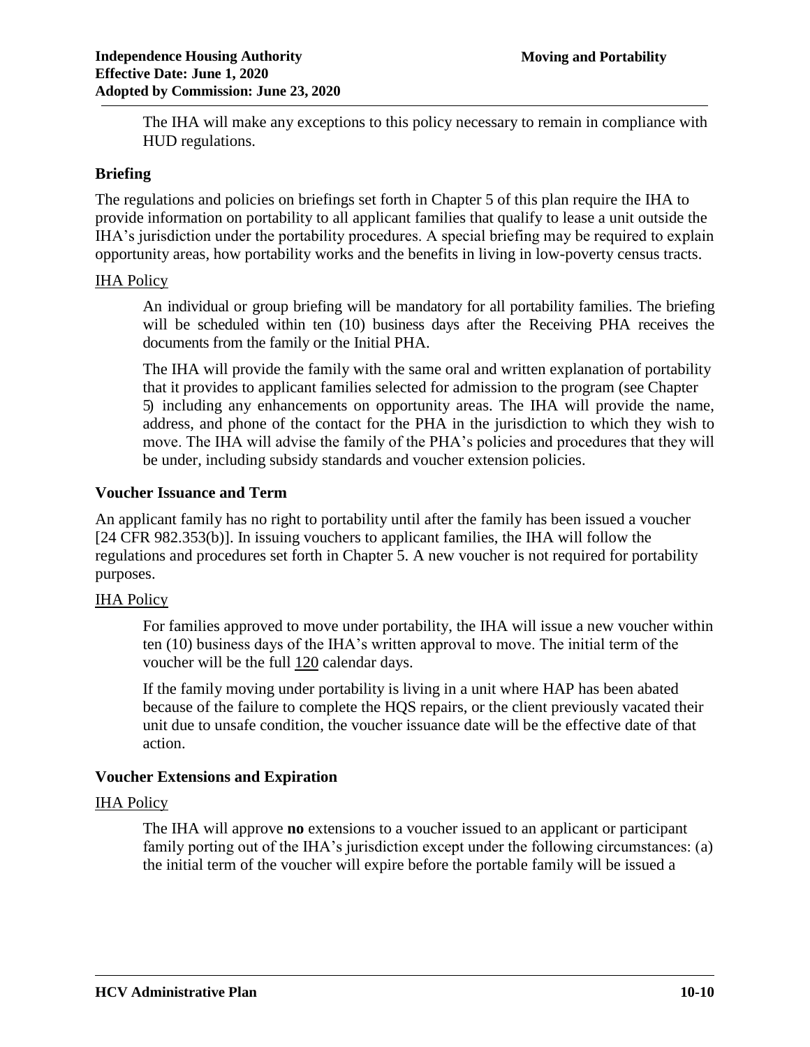The IHA will make any exceptions to this policy necessary to remain in compliance with HUD regulations.

### Briefing

The regulations and policies on briefings set forth in Chapter 5 of this plan require the IHA to provide information on portability to all applicant families that qualify to lease a unit outside the IHA's jurisdiction under the portability procedures. A special briefing may be required to explain opportunity areas, how portability works and the benefits in living in low-poverty census tracts.

IHA Policy

An individual or group briefing will be mandatory for all portability families. The briefing will be scheduled within ten (10) business days after the Receiving PHA receives the documents from the family or the Initial PHA.

The IHA will provide the family with the same oral and written explanation of portability that it provides to applicant families selected for admission to the program (see Chapter 5) including any enhancements on opportunity areas. The IHA will provide the name, address, and phone of the contact for the PHA in the jurisdiction to which they wish to move. The IHA will advise the family of the PHA's policies and procedures that they will be under, including subsidy standards and voucher extension policies.

### Voucher Issuance and Term

An applicant family has no right to portability until after the family has been issued a voucher [24 CFR 982.353(b)]. In issuing vouchers to applicant families, the IHA will follow the regulations and procedures set forth in Chapter 5. A new voucher is not required for portability purposes.

IHA Policy

For families approved to move under portability, the IHA will issue a new voucher within ten (10) business days of the IHA's written approval to move. The initial term of the voucher will be the full 120 calendar days.

If the family moving under portability is living in a unit where HAP has been abated because of the failure to complete the HQS repairs, or the client previously vacated their unit due to unsafe condition, the voucher issuance date will be the effective date of that action.

### Voucher Extensions and Expiration

IHA Policy

The IHA will approve **no** extensions to a voucher issued to an applicant or participant family porting out of the IHA's jurisdiction except under the following circumstances: (a) the initial term of the voucher will expire before the portable family will be issued a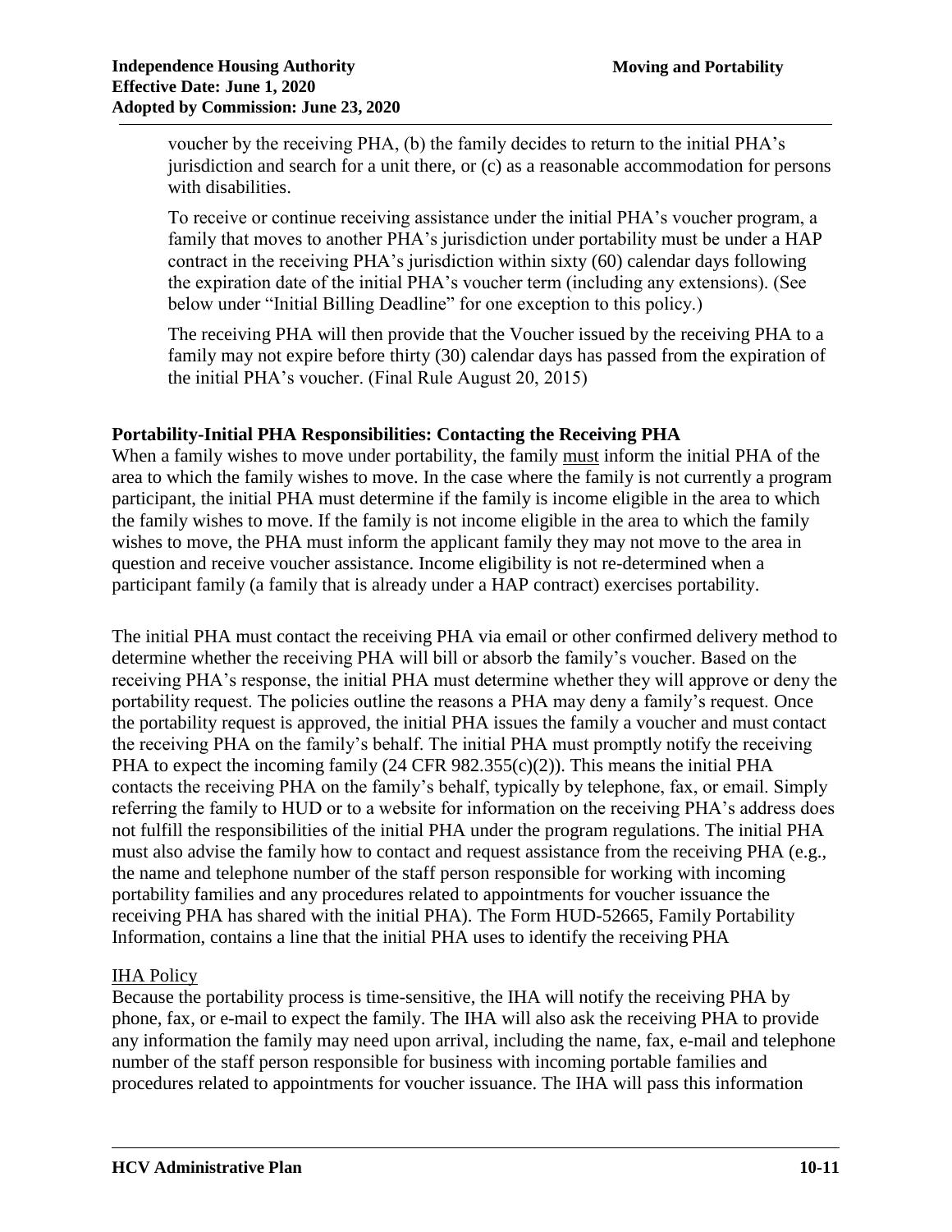voucher by the receiving PHA, (b) the family decides to return to the initial PHA's jurisdiction and search for a unit there, or (c) as a reasonable accommodation for persons with disabilities.

To receive or continue receiving assistance under the initial PHA's voucher program, a family that moves to another PHA's jurisdiction under portability must be under a HAP contract in the receiving PHA's jurisdiction within sixty (60) calendar days following the expiration date of the initial PHA's voucher term (including any extensions). (See below under "Initial Billing Deadline" for one exception to this policy.)

The receiving PHA will then provide that the Voucher issued by the receiving PHA to a family may not expire before thirty (30) calendar days has passed from the expiration of the initial PHA's voucher. (Final Rule August 20, 2015)

**Portability-Initial PHA Responsibilities: Contacting the Receiving PHA**

When a family wishes to move under portability, the family must inform the initial PHA of the area to which the family wishes to move. In the case where the family is not currently a program participant, the initial PHA must determine if the family is income eligible in the area to which the family wishes to move. If the family is not income eligible in the area to which the family wishes to move, the PHA must inform the applicant family they may not move to the area in question and receive voucher assistance. Income eligibility is not re-determined when a participant family (a family that is already under a HAP contract) exercises portability.

The initial PHA must contact the receiving PHA via email or other confirmed delivery method to determine whether the receiving PHA will bill or absorb the family's voucher. Based on the receiving PHA's response, the initial PHA must determine whether they will approve or deny the portability request. The policies outline the reasons a PHA may deny a family's request. Once the portability request is approved, the initial PHA issues the family a voucher and must contact the receiving PHA on the family's behalf. The initial PHA must promptly notify the receiving PHA to expect the incoming family (24 CFR 982.355(c)(2)). This means the initial PHA contacts the receiving PHA on the family's behalf, typically by telephone, fax, or email. Simply referring the family to HUD or to a website for information on the receiving PHA's address does not fulfill the responsibilities of the initial PHA under the program regulations. The initial PHA must also advise the family how to contact and request assistance from the receiving PHA (e.g., the name and telephone number of the staff person responsible for working with incoming portability families and any procedures related to appointments for voucher issuance the receiving PHA has shared with the initial PHA). The Form HUD-52665, Family Portability Information, contains a line that the initial PHA uses to identify the receiving PHA

IHA Policy

Because the portability process is time-sensitive, the IHA will notify the receiving PHA by phone, fax, or e-mail to expect the family. The IHA will also ask the receiving PHA to provide any information the family may need upon arrival, including the name, fax, e-mail and telephone number of the staff person responsible for business with incoming portable families and procedures related to appointments for voucher issuance. The IHA will pass this information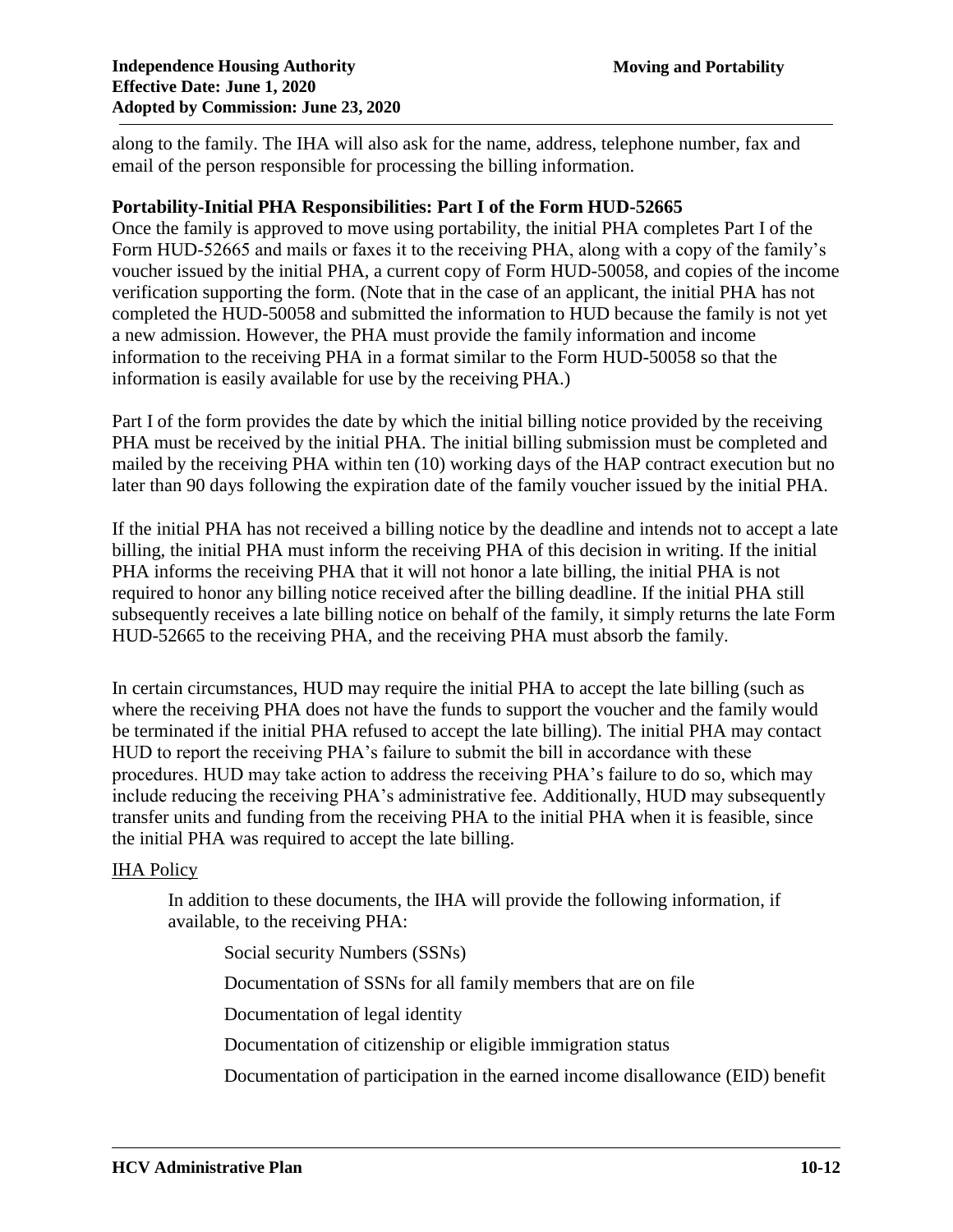along to the family. The IHA will also ask for the name, address, telephone number, fax and email of the person responsible for processing the billing information.

### Portability-Initial PHA Responsibilities: Part I of the Form HUD-52665

Once the family is approved to move using portability, the initial PHA completes Part I of the Form HUD-52665 and mails or faxes it to the receiving PHA, along with a copy of the family's voucher issued by the initial PHA, a current copy of Form HUD-50058, and copies of the income verification supporting the form. (Note that in the case of an applicant, the initial PHA has not completed the HUD-50058 and submitted the information to HUD because the family is not yet a new admission. However, the PHA must provide the family information and income information to the receiving PHA in a format similar to the Form HUD-50058 so that the information is easily available for use by the receiving PHA.)

Part I of the form provides the date by which the initial billing notice provided by the receiving PHA must be received by the initial PHA. The initial billing submission must be completed and mailed by the receiving PHA within ten (10) working days of the HAP contract execution but no later than 90 days following the expiration date of the family voucher issued by the initial PHA.

If the initial PHA has not received a billing notice by the deadline and intends not to accept a late billing, the initial PHA must inform the receiving PHA of this decision in writing. If the initial PHA informs the receiving PHA that it will not honor a late billing, the initial PHA is not required to honor any billing notice received after the billing deadline. If the initial PHA still subsequently receives a late billing notice on behalf of the family, it simply returns the late Form HUD-52665 to the receiving PHA, and the receiving PHA must absorb the family.

In certain circumstances, HUD may require the initial PHA to accept the late billing (such as where the receiving PHA does not have the funds to support the voucher and the family would be terminated if the initial PHA refused to accept the late billing). The initial PHA may contact HUD to report the receiving PHA's failure to submit the bill in accordance with these procedures. HUD may take action to address the receiving PHA's failure to do so, which may include reducing the receiving PHA's administrative fee. Additionally, HUD may subsequently transfer units and funding from the receiving PHA to the initial PHA when it is feasible, since the initial PHA was required to accept the late billing.

IHA Policy

In addition to these documents, the IHA will provide the following information, if available, to the receiving PHA:

- Social security Numbers (SSNs)
- Documentation of SSNs for all family members that are on file
- Documentation of legal identity
- Documentation of citizenship or eligible immigration status
- Documentation of participation in the earned income disallowance (EID) benefit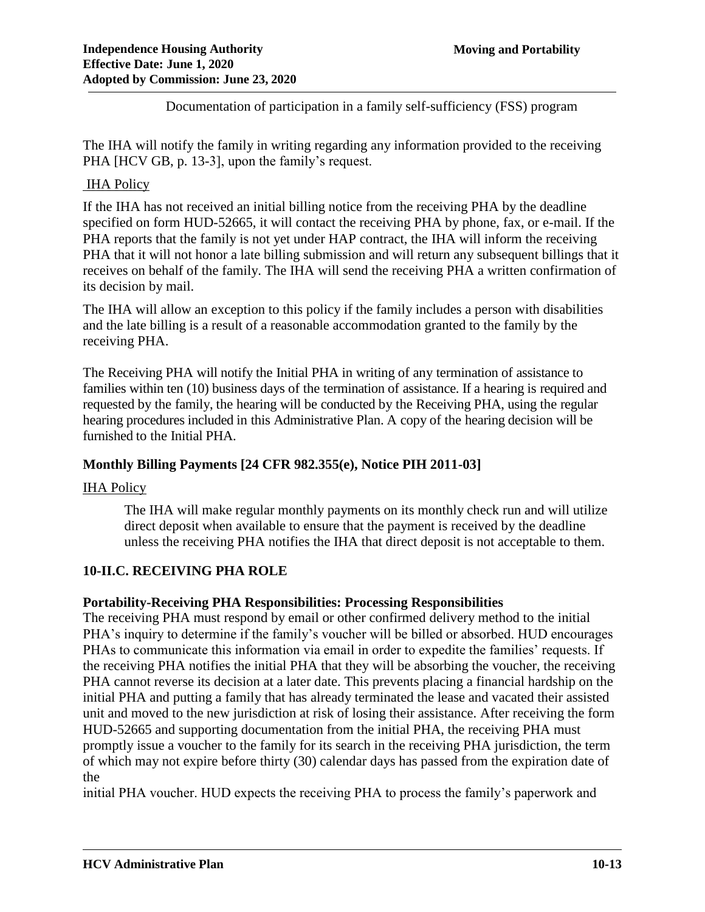Documentation of participation in a family self-sufficiency (FSS) program

The IHA will notify the family in writing regarding any information provided to the receiving PHA [HCV GB, p. 13-3], upon the family's request.

IHA Policy

If the IHA has not received an initial billing notice from the receiving PHA by the deadline specified on form HUD-52665, it will contact the receiving PHA by phone, fax, or e-mail. If the PHA reports that the family is not yet under HAP contract, the IHA will inform the receiving PHA that it will not honor a late billing submission and will return any subsequent billings that it receives on behalf of the family. The IHA will send the receiving PHA a written confirmation of its decision by mail.

The IHA will allow an exception to this policy if the family includes a person with disabilities and the late billing is a result of a reasonable accommodation granted to the family by the receiving PHA.

The Receiving PHA will notify the Initial PHA in writing of any termination of assistance to families within ten (10) business days of the termination of assistance. If a hearing is required and requested by the family, the hearing will be conducted by the Receiving PHA, using the regular hearing procedures included in this Administrative Plan. A copy of the hearing decision will be furnished to the Initial PHA.

### Monthly Billing Payments [24 CFR 982.355(e), Notice PIH 2011-03]

IHA Policy

The IHA will make regular monthly payments on its monthly check run and will utilize direct deposit when available to ensure that the payment is received by the deadline unless the receiving PHA notifies the IHA that direct deposit is not acceptable to them.

## 10-II.C. RECEIVING PHA ROLE

### Portability-Receiving PHA Responsibilities: Processing Responsibilities

The receiving PHA must respond by email or other confirmed delivery method to the initial PHA's inquiry to determine if the family's voucher will be billed or absorbed. HUD encourages PHAs to communicate this information via email in order to expedite the families' requests. If the receiving PHA notifies the initial PHA that they will be absorbing the voucher, the receiving PHA cannot reverse its decision at a later date. This prevents placing a financial hardship on the initial PHA and putting a family that has already terminated the lease and vacated their assisted unit and moved to the new jurisdiction at risk of losing their assistance. After receiving the form HUD-52665 and supporting documentation from the initial PHA, the receiving PHA must promptly issue a voucher to the family for its search in the receiving PHA jurisdiction, the term of which may not expire before thirty (30) calendar days has passed from the expiration date of the initial PHA voucher. HUD expects the receiving PHA to process the family's paperwork and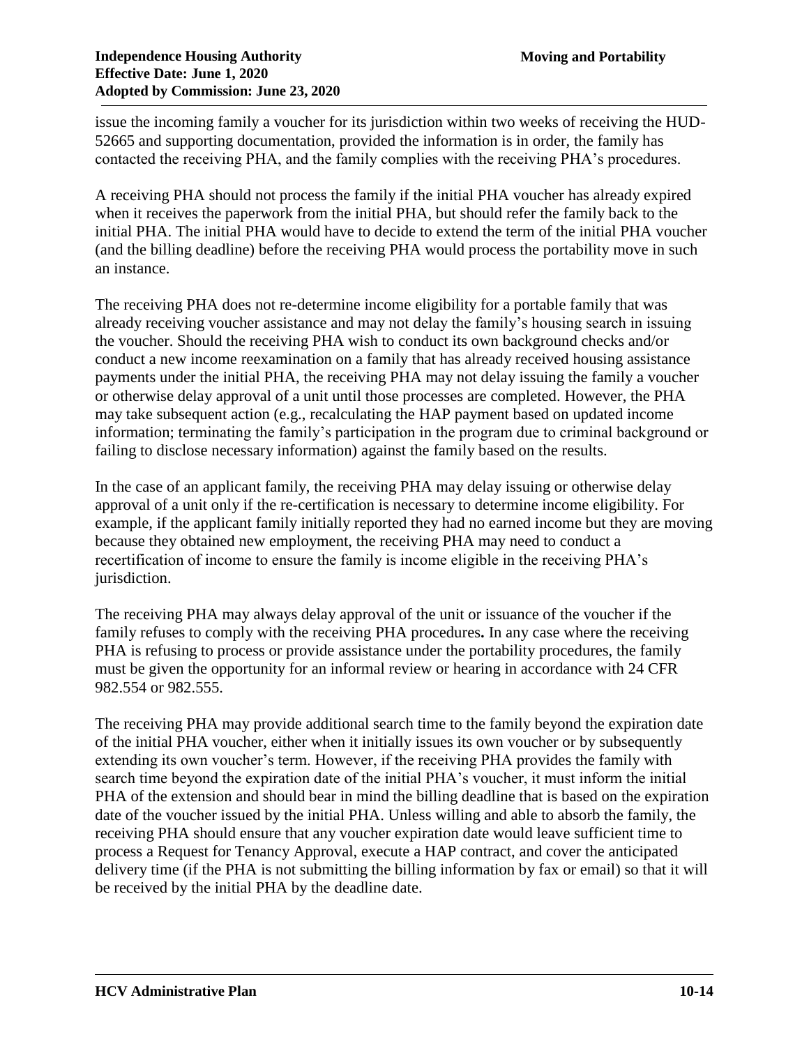issue the incoming family a voucher for its jurisdiction within two weeks of receiving the HUD-52665 and supporting documentation, provided the information is in order, the family has contacted the receiving PHA, and the family complies with the receiving PHA's procedures.

A receiving PHA should not process the family if the initial PHA voucher has already expired when it receives the paperwork from the initial PHA, but should refer the family back to the initial PHA. The initial PHA would have to decide to extend the term of the initial PHA voucher (and the billing deadline) before the receiving PHA would process the portability move in such an instance.

The receiving PHA does not re-determine income eligibility for a portable family that was already receiving voucher assistance and may not delay the family's housing search in issuing the voucher. Should the receiving PHA wish to conduct its own background checks and/or conduct a new income reexamination on a family that has already received housing assistance payments under the initial PHA, the receiving PHA may not delay issuing the family a voucher or otherwise delay approval of a unit until those processes are completed. However, the PHA may take subsequent action (e.g., recalculating the HAP payment based on updated income information; terminating the family's participation in the program due to criminal background or failing to disclose necessary information) against the family based on the results.

In the case of an applicant family, the receiving PHA may delay issuing or otherwise delay approval of a unit only if the re-certification is necessary to determine income eligibility. For example, if the applicant family initially reported they had no earned income but they are moving because they obtained new employment, the receiving PHA may need to conduct a recertification of income to ensure the family is income eligible in the receiving PHA's jurisdiction.

The receiving PHA may always delay approval of the unit or issuance of the voucher if the family refuses to comply with the receiving PHA procedures**.** In any case where the receiving PHA is refusing to process or provide assistance under the portability procedures, the family must be given the opportunity for an informal review or hearing in accordance with 24 CFR 982.554 or 982.555.

The receiving PHA may provide additional search time to the family beyond the expiration date of the initial PHA voucher, either when it initially issues its own voucher or by subsequently extending its own voucher's term. However, if the receiving PHA provides the family with search time beyond the expiration date of the initial PHA's voucher, it must inform the initial PHA of the extension and should bear in mind the billing deadline that is based on the expiration date of the voucher issued by the initial PHA. Unless willing and able to absorb the family, the receiving PHA should ensure that any voucher expiration date would leave sufficient time to process a Request for Tenancy Approval, execute a HAP contract, and cover the anticipated delivery time (if the PHA is not submitting the billing information by fax or email) so that it will be received by the initial PHA by the deadline date.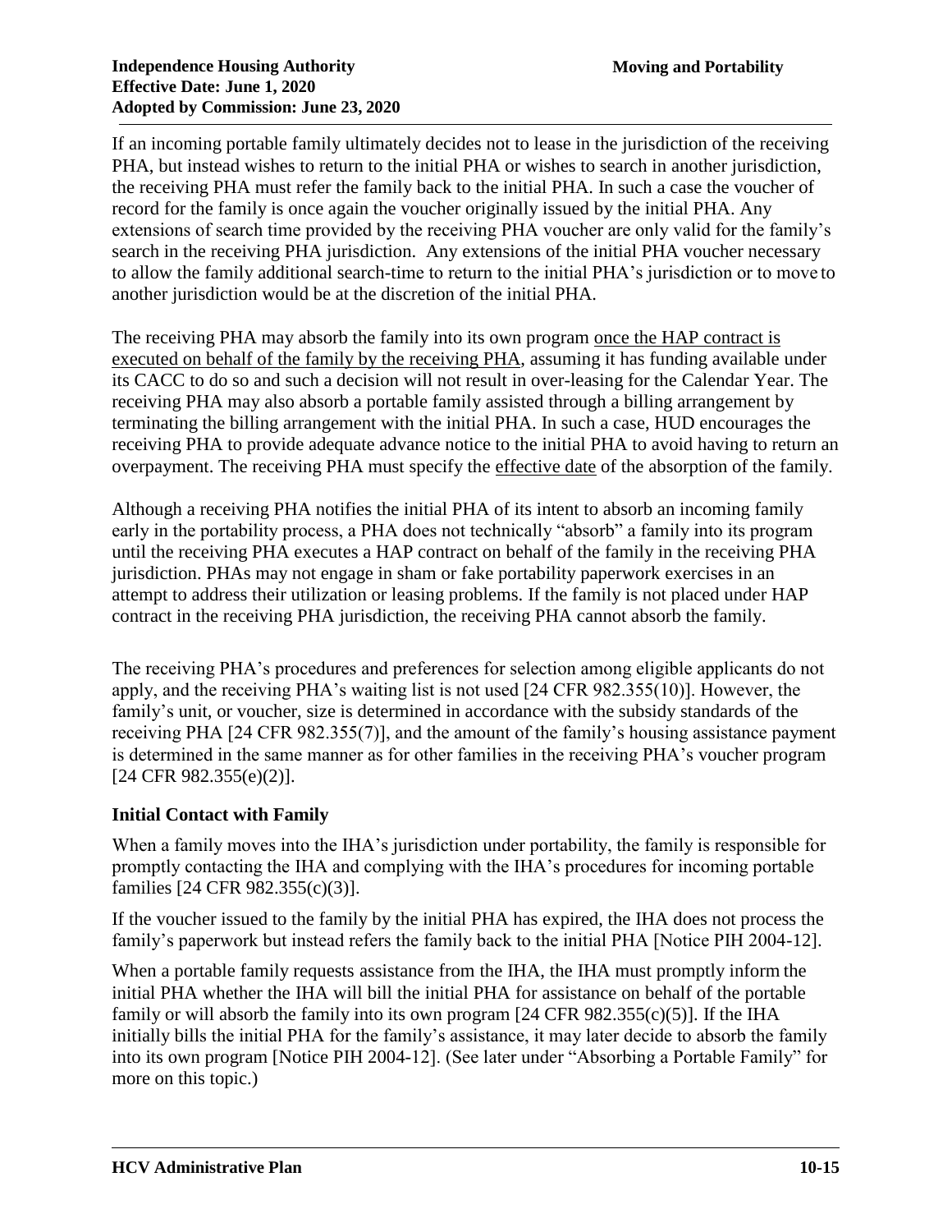If an incoming portable family ultimately decides not to lease in the jurisdiction of the receiving PHA, but instead wishes to return to the initial PHA or wishes to search in another jurisdiction, the receiving PHA must refer the family back to the initial PHA. In such a case the voucher of record for the family is once again the voucher originally issued by the initial PHA. Any extensions of search time provided by the receiving PHA voucher are only valid for the family's search in the receiving PHA jurisdiction. Any extensions of the initial PHA voucher necessary to allow the family additional search-time to return to the initial PHA's jurisdiction or to move to another jurisdiction would be at the discretion of the initial PHA.

The receiving PHA may absorb the family into its own program <u>once the HAP contract is executed on behalf of the family by the receiving PHA</u>, assuming it has funding available under its CACC to do so and such a decision will not result in over-leasing for the Calendar Year. The receiving PHA may also absorb a portable family assisted through a billing arrangement by terminating the billing arrangement with the initial PHA. In such a case, HUD encourages the receiving PHA to provide adequate advance notice to the initial PHA to avoid having to return an overpayment. The receiving PHA must specify the <u>effective date</u> of the absorption of the family.

Although a receiving PHA notifies the initial PHA of its intent to absorb an incoming family early in the portability process, a PHA does not technically "absorb" a family into its program until the receiving PHA executes a HAP contract on behalf of the family in the receiving PHA jurisdiction. PHAs may not engage in sham or fake portability paperwork exercises in an attempt to address their utilization or leasing problems. If the family is not placed under HAP contract in the receiving PHA jurisdiction, the receiving PHA cannot absorb the family.

The receiving PHA's procedures and preferences for selection among eligible applicants do not apply, and the receiving PHA's waiting list is not used [24 CFR 982.355(10)]. However, the family's unit, or voucher, size is determined in accordance with the subsidy standards of the receiving PHA [24 CFR 982.355(7)], and the amount of the family's housing assistance payment is determined in the same manner as for other families in the receiving PHA's voucher program [24 CFR 982.355(e)(2)].

### Initial Contact with Family

When a family moves into the IHA's jurisdiction under portability, the family is responsible for promptly contacting the IHA and complying with the IHA's procedures for incoming portable families [24 CFR 982.355(c)(3)].

If the voucher issued to the family by the initial PHA has expired, the IHA does not process the family's paperwork but instead refers the family back to the initial PHA [Notice PIH 2004-12].

When a portable family requests assistance from the IHA, the IHA must promptly inform the initial PHA whether the IHA will bill the initial PHA for assistance on behalf of the portable family or will absorb the family into its own program [24 CFR 982.355(c)(5)]. If the IHA initially bills the initial PHA for the family's assistance, it may later decide to absorb the family into its own program [Notice PIH 2004-12]. (See later under "Absorbing a Portable Family" for more on this topic.)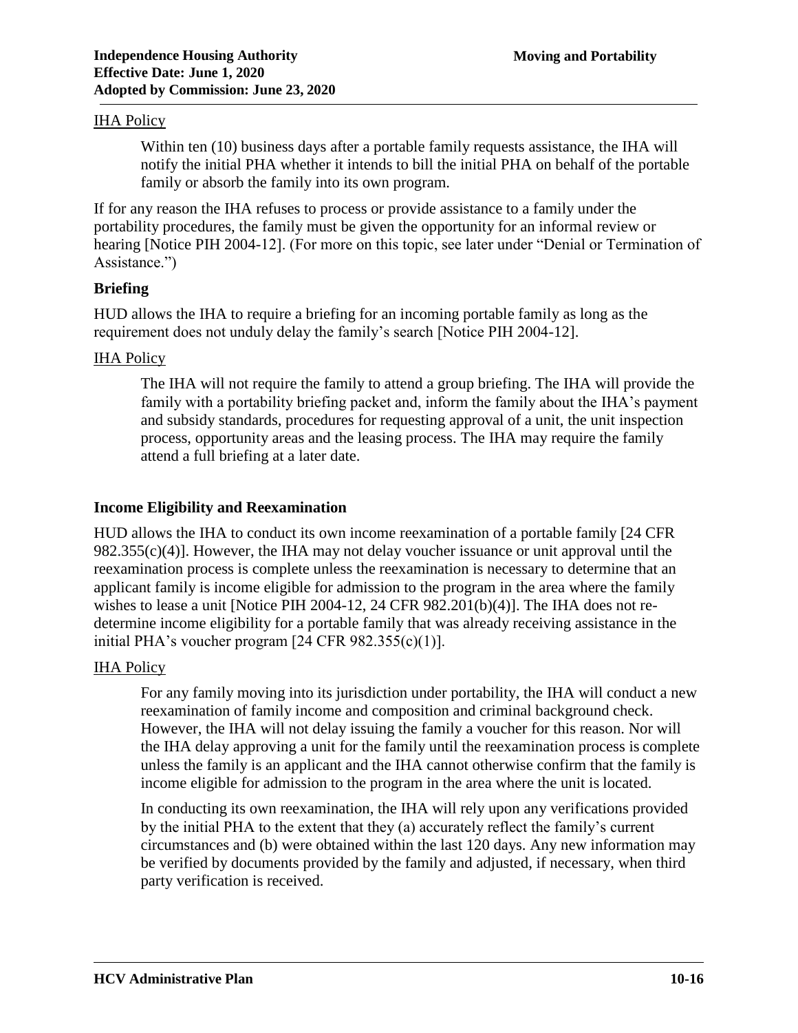IHA Policy

> Within ten (10) business days after a portable family requests assistance, the IHA will notify the initial PHA whether it intends to bill the initial PHA on behalf of the portable family or absorb the family into its own program.

If for any reason the IHA refuses to process or provide assistance to a family under the portability procedures, the family must be given the opportunity for an informal review or hearing [Notice PIH 2004-12]. (For more on this topic, see later under "Denial or Termination of Assistance.")

### Briefing

HUD allows the IHA to require a briefing for an incoming portable family as long as the requirement does not unduly delay the family's search [Notice PIH 2004-12].

IHA Policy

> The IHA will not require the family to attend a group briefing. The IHA will provide the family with a portability briefing packet and, inform the family about the IHA's payment and subsidy standards, procedures for requesting approval of a unit, the unit inspection process, opportunity areas and the leasing process. The IHA may require the family attend a full briefing at a later date.

### Income Eligibility and Reexamination

HUD allows the IHA to conduct its own income reexamination of a portable family [24 CFR 982.355(c)(4)]. However, the IHA may not delay voucher issuance or unit approval until the reexamination process is complete unless the reexamination is necessary to determine that an applicant family is income eligible for admission to the program in the area where the family wishes to lease a unit [Notice PIH 2004-12, 24 CFR 982.201(b)(4)]. The IHA does not re-determine income eligibility for a portable family that was already receiving assistance in the initial PHA's voucher program [24 CFR 982.355(c)(1)].

IHA Policy

> For any family moving into its jurisdiction under portability, the IHA will conduct a new reexamination of family income and composition and criminal background check. However, the IHA will not delay issuing the family a voucher for this reason. Nor will the IHA delay approving a unit for the family until the reexamination process is complete unless the family is an applicant and the IHA cannot otherwise confirm that the family is income eligible for admission to the program in the area where the unit is located.
>
> In conducting its own reexamination, the IHA will rely upon any verifications provided by the initial PHA to the extent that they (a) accurately reflect the family's current circumstances and (b) were obtained within the last 120 days. Any new information may be verified by documents provided by the family and adjusted, if necessary, when third party verification is received.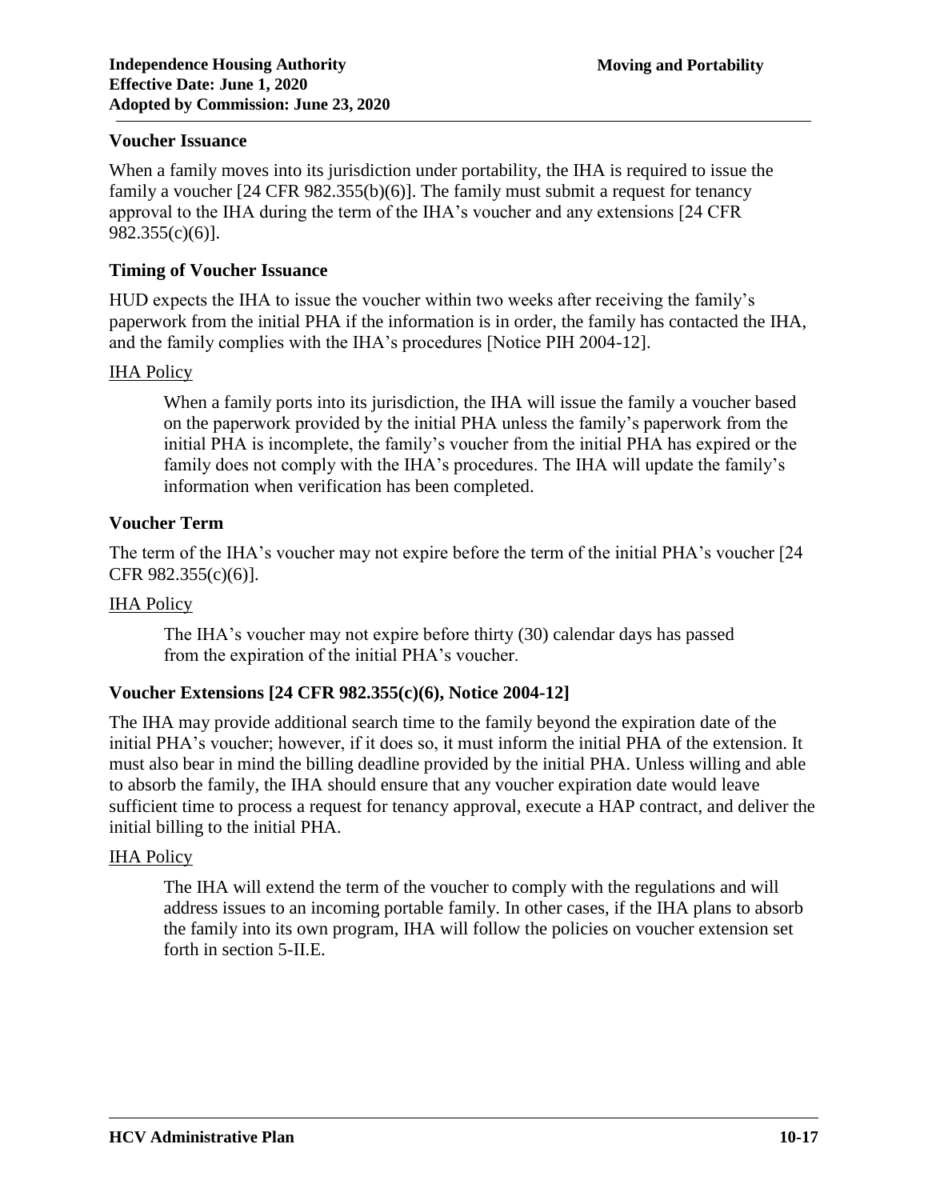### Voucher Issuance

When a family moves into its jurisdiction under portability, the IHA is required to issue the family a voucher [24 CFR 982.355(b)(6)]. The family must submit a request for tenancy approval to the IHA during the term of the IHA's voucher and any extensions [24 CFR 982.355(c)(6)].

### Timing of Voucher Issuance

HUD expects the IHA to issue the voucher within two weeks after receiving the family's paperwork from the initial PHA if the information is in order, the family has contacted the IHA, and the family complies with the IHA's procedures [Notice PIH 2004-12].

<u>IHA Policy</u>

> When a family ports into its jurisdiction, the IHA will issue the family a voucher based on the paperwork provided by the initial PHA unless the family's paperwork from the initial PHA is incomplete, the family's voucher from the initial PHA has expired or the family does not comply with the IHA's procedures. The IHA will update the family's information when verification has been completed.

### Voucher Term

The term of the IHA's voucher may not expire before the term of the initial PHA's voucher [24 CFR 982.355(c)(6)].

<u>IHA Policy</u>

> The IHA's voucher may not expire before thirty (30) calendar days has passed from the expiration of the initial PHA's voucher.

### Voucher Extensions [24 CFR 982.355(c)(6), Notice 2004-12]

The IHA may provide additional search time to the family beyond the expiration date of the initial PHA's voucher; however, if it does so, it must inform the initial PHA of the extension. It must also bear in mind the billing deadline provided by the initial PHA. Unless willing and able to absorb the family, the IHA should ensure that any voucher expiration date would leave sufficient time to process a request for tenancy approval, execute a HAP contract, and deliver the initial billing to the initial PHA.

<u>IHA Policy</u>

> The IHA will extend the term of the voucher to comply with the regulations and will address issues to an incoming portable family. In other cases, if the IHA plans to absorb the family into its own program, IHA will follow the policies on voucher extension set forth in section 5-II.E.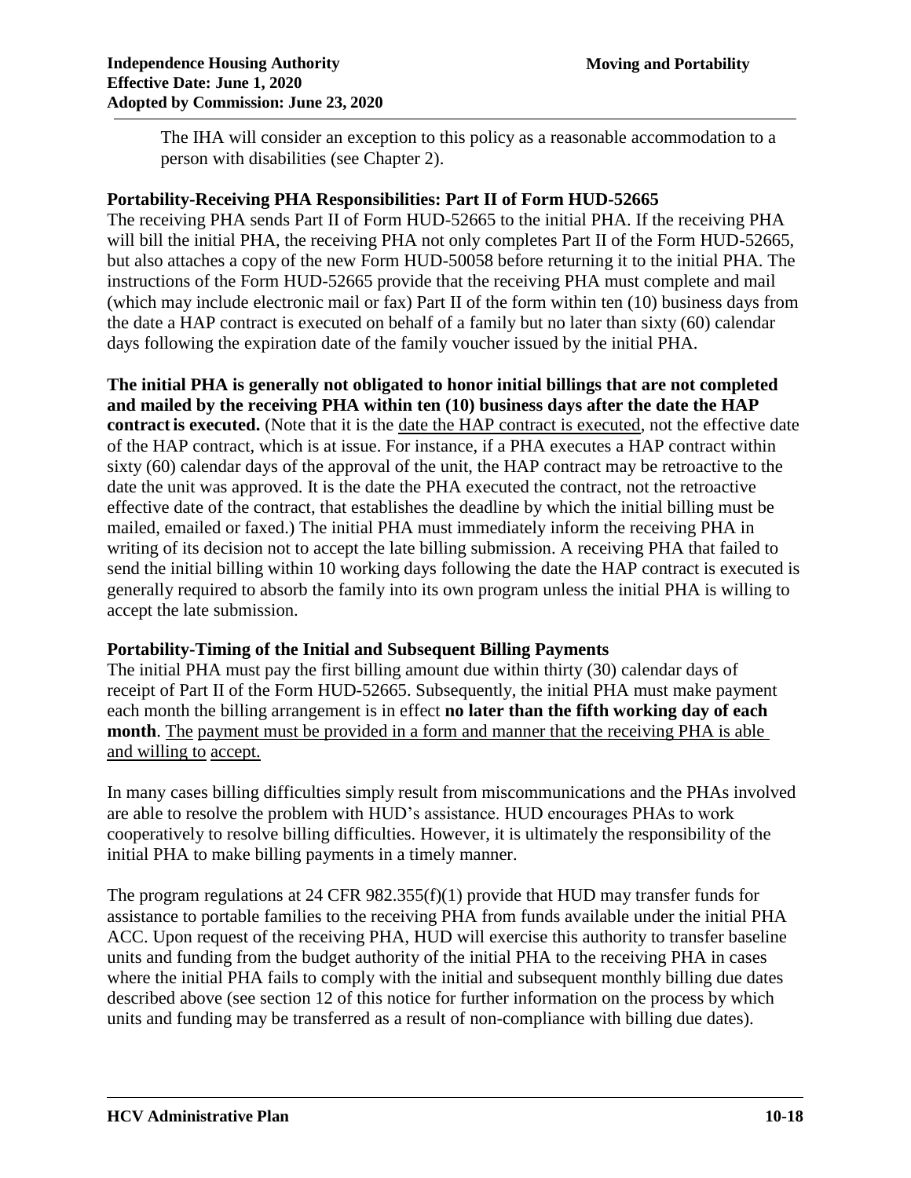The IHA will consider an exception to this policy as a reasonable accommodation to a person with disabilities (see Chapter 2).

**Portability-Receiving PHA Responsibilities: Part II of Form HUD-52665**

The receiving PHA sends Part II of Form HUD-52665 to the initial PHA. If the receiving PHA will bill the initial PHA, the receiving PHA not only completes Part II of the Form HUD-52665, but also attaches a copy of the new Form HUD-50058 before returning it to the initial PHA. The instructions of the Form HUD-52665 provide that the receiving PHA must complete and mail (which may include electronic mail or fax) Part II of the form within ten (10) business days from the date a HAP contract is executed on behalf of a family but no later than sixty (60) calendar days following the expiration date of the family voucher issued by the initial PHA.

**The initial PHA is generally not obligated to honor initial billings that are not completed and mailed by the receiving PHA within ten (10) business days after the date the HAP contract is executed.** (Note that it is the date the HAP contract is executed, not the effective date of the HAP contract, which is at issue. For instance, if a PHA executes a HAP contract within sixty (60) calendar days of the approval of the unit, the HAP contract may be retroactive to the date the unit was approved. It is the date the PHA executed the contract, not the retroactive effective date of the contract, that establishes the deadline by which the initial billing must be mailed, emailed or faxed.) The initial PHA must immediately inform the receiving PHA in writing of its decision not to accept the late billing submission. A receiving PHA that failed to send the initial billing within 10 working days following the date the HAP contract is executed is generally required to absorb the family into its own program unless the initial PHA is willing to accept the late submission.

**Portability-Timing of the Initial and Subsequent Billing Payments**

The initial PHA must pay the first billing amount due within thirty (30) calendar days of receipt of Part II of the Form HUD-52665. Subsequently, the initial PHA must make payment each month the billing arrangement is in effect **no later than the fifth working day of each month**. The payment must be provided in a form and manner that the receiving PHA is able and willing to accept.

In many cases billing difficulties simply result from miscommunications and the PHAs involved are able to resolve the problem with HUD's assistance. HUD encourages PHAs to work cooperatively to resolve billing difficulties. However, it is ultimately the responsibility of the initial PHA to make billing payments in a timely manner.

The program regulations at 24 CFR 982.355(f)(1) provide that HUD may transfer funds for assistance to portable families to the receiving PHA from funds available under the initial PHA ACC. Upon request of the receiving PHA, HUD will exercise this authority to transfer baseline units and funding from the budget authority of the initial PHA to the receiving PHA in cases where the initial PHA fails to comply with the initial and subsequent monthly billing due dates described above (see section 12 of this notice for further information on the process by which units and funding may be transferred as a result of non-compliance with billing due dates).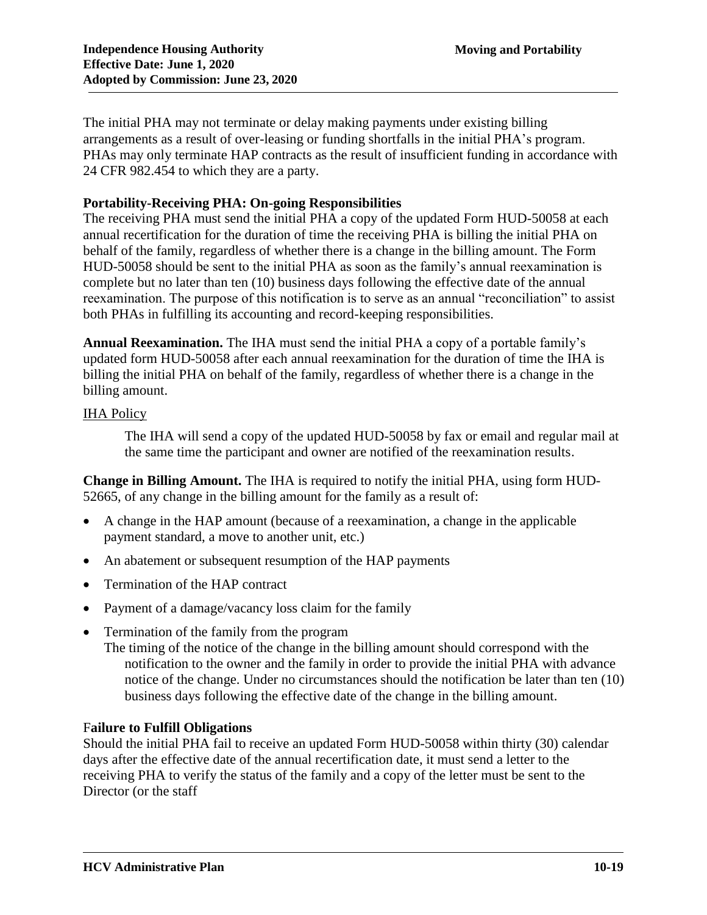The initial PHA may not terminate or delay making payments under existing billing arrangements as a result of over-leasing or funding shortfalls in the initial PHA's program. PHAs may only terminate HAP contracts as the result of insufficient funding in accordance with 24 CFR 982.454 to which they are a party.

**Portability-Receiving PHA: On-going Responsibilities**
The receiving PHA must send the initial PHA a copy of the updated Form HUD-50058 at each annual recertification for the duration of time the receiving PHA is billing the initial PHA on behalf of the family, regardless of whether there is a change in the billing amount. The Form HUD-50058 should be sent to the initial PHA as soon as the family's annual reexamination is complete but no later than ten (10) business days following the effective date of the annual reexamination. The purpose of this notification is to serve as an annual "reconciliation" to assist both PHAs in fulfilling its accounting and record-keeping responsibilities.

**Annual Reexamination.** The IHA must send the initial PHA a copy of a portable family's updated form HUD-50058 after each annual reexamination for the duration of time the IHA is billing the initial PHA on behalf of the family, regardless of whether there is a change in the billing amount.

<u>IHA Policy</u>

> The IHA will send a copy of the updated HUD-50058 by fax or email and regular mail at the same time the participant and owner are notified of the reexamination results.

**Change in Billing Amount.** The IHA is required to notify the initial PHA, using form HUD-52665, of any change in the billing amount for the family as a result of:

- A change in the HAP amount (because of a reexamination, a change in the applicable payment standard, a move to another unit, etc.)
- An abatement or subsequent resumption of the HAP payments
- Termination of the HAP contract
- Payment of a damage/vacancy loss claim for the family
- Termination of the family from the program

The timing of the notice of the change in the billing amount should correspond with the notification to the owner and the family in order to provide the initial PHA with advance notice of the change. Under no circumstances should the notification be later than ten (10) business days following the effective date of the change in the billing amount.

**Failure to Fulfill Obligations**
Should the initial PHA fail to receive an updated Form HUD-50058 within thirty (30) calendar days after the effective date of the annual recertification date, it must send a letter to the receiving PHA to verify the status of the family and a copy of the letter must be sent to the Director (or the staff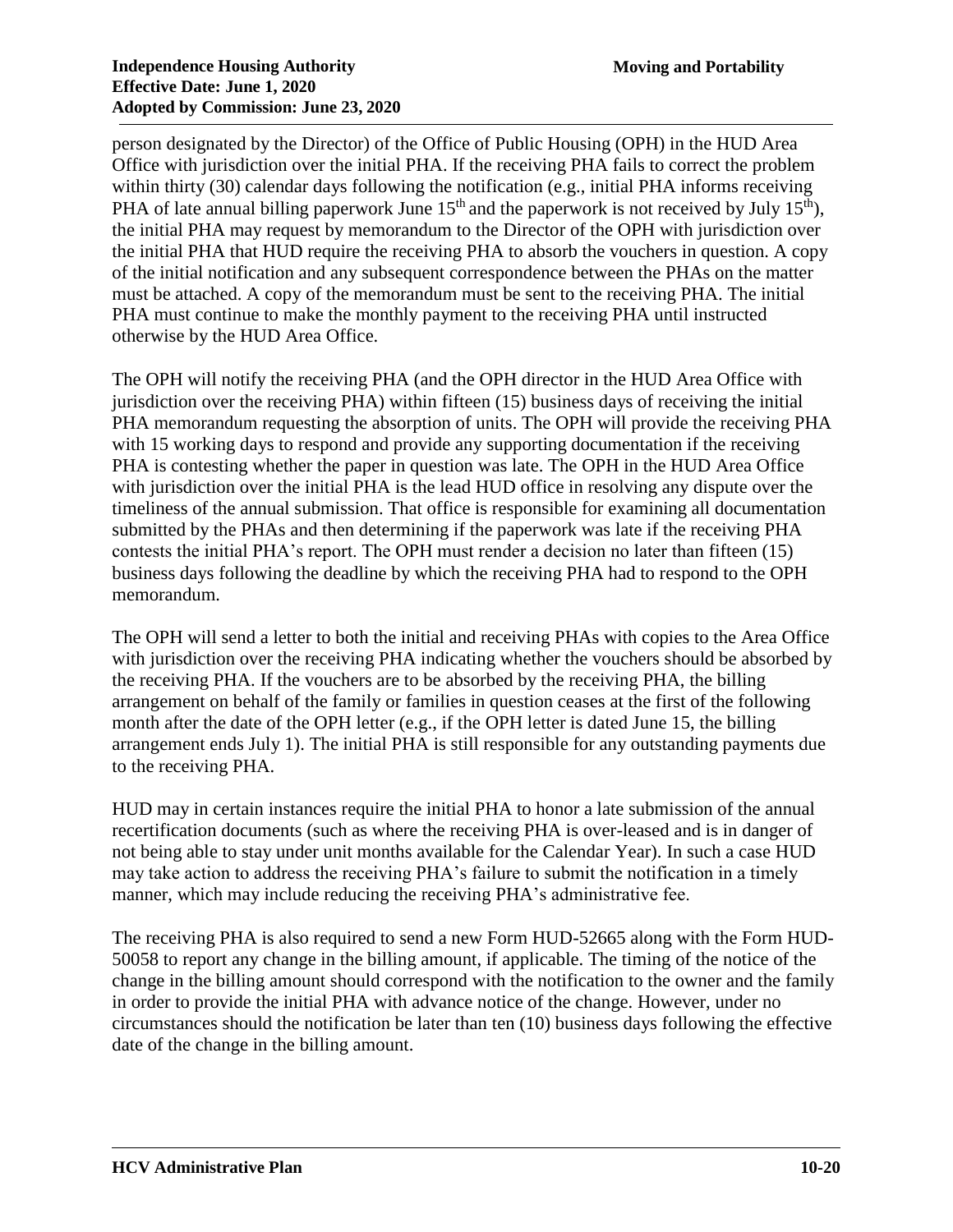person designated by the Director) of the Office of Public Housing (OPH) in the HUD Area Office with jurisdiction over the initial PHA. If the receiving PHA fails to correct the problem within thirty (30) calendar days following the notification (e.g., initial PHA informs receiving PHA of late annual billing paperwork June 15th and the paperwork is not received by July 15th), the initial PHA may request by memorandum to the Director of the OPH with jurisdiction over the initial PHA that HUD require the receiving PHA to absorb the vouchers in question. A copy of the initial notification and any subsequent correspondence between the PHAs on the matter must be attached. A copy of the memorandum must be sent to the receiving PHA. The initial PHA must continue to make the monthly payment to the receiving PHA until instructed otherwise by the HUD Area Office.

The OPH will notify the receiving PHA (and the OPH director in the HUD Area Office with jurisdiction over the receiving PHA) within fifteen (15) business days of receiving the initial PHA memorandum requesting the absorption of units. The OPH will provide the receiving PHA with 15 working days to respond and provide any supporting documentation if the receiving PHA is contesting whether the paper in question was late. The OPH in the HUD Area Office with jurisdiction over the initial PHA is the lead HUD office in resolving any dispute over the timeliness of the annual submission. That office is responsible for examining all documentation submitted by the PHAs and then determining if the paperwork was late if the receiving PHA contests the initial PHA's report. The OPH must render a decision no later than fifteen (15) business days following the deadline by which the receiving PHA had to respond to the OPH memorandum.

The OPH will send a letter to both the initial and receiving PHAs with copies to the Area Office with jurisdiction over the receiving PHA indicating whether the vouchers should be absorbed by the receiving PHA. If the vouchers are to be absorbed by the receiving PHA, the billing arrangement on behalf of the family or families in question ceases at the first of the following month after the date of the OPH letter (e.g., if the OPH letter is dated June 15, the billing arrangement ends July 1). The initial PHA is still responsible for any outstanding payments due to the receiving PHA.

HUD may in certain instances require the initial PHA to honor a late submission of the annual recertification documents (such as where the receiving PHA is over-leased and is in danger of not being able to stay under unit months available for the Calendar Year). In such a case HUD may take action to address the receiving PHA's failure to submit the notification in a timely manner, which may include reducing the receiving PHA's administrative fee.

The receiving PHA is also required to send a new Form HUD-52665 along with the Form HUD-50058 to report any change in the billing amount, if applicable. The timing of the notice of the change in the billing amount should correspond with the notification to the owner and the family in order to provide the initial PHA with advance notice of the change. However, under no circumstances should the notification be later than ten (10) business days following the effective date of the change in the billing amount.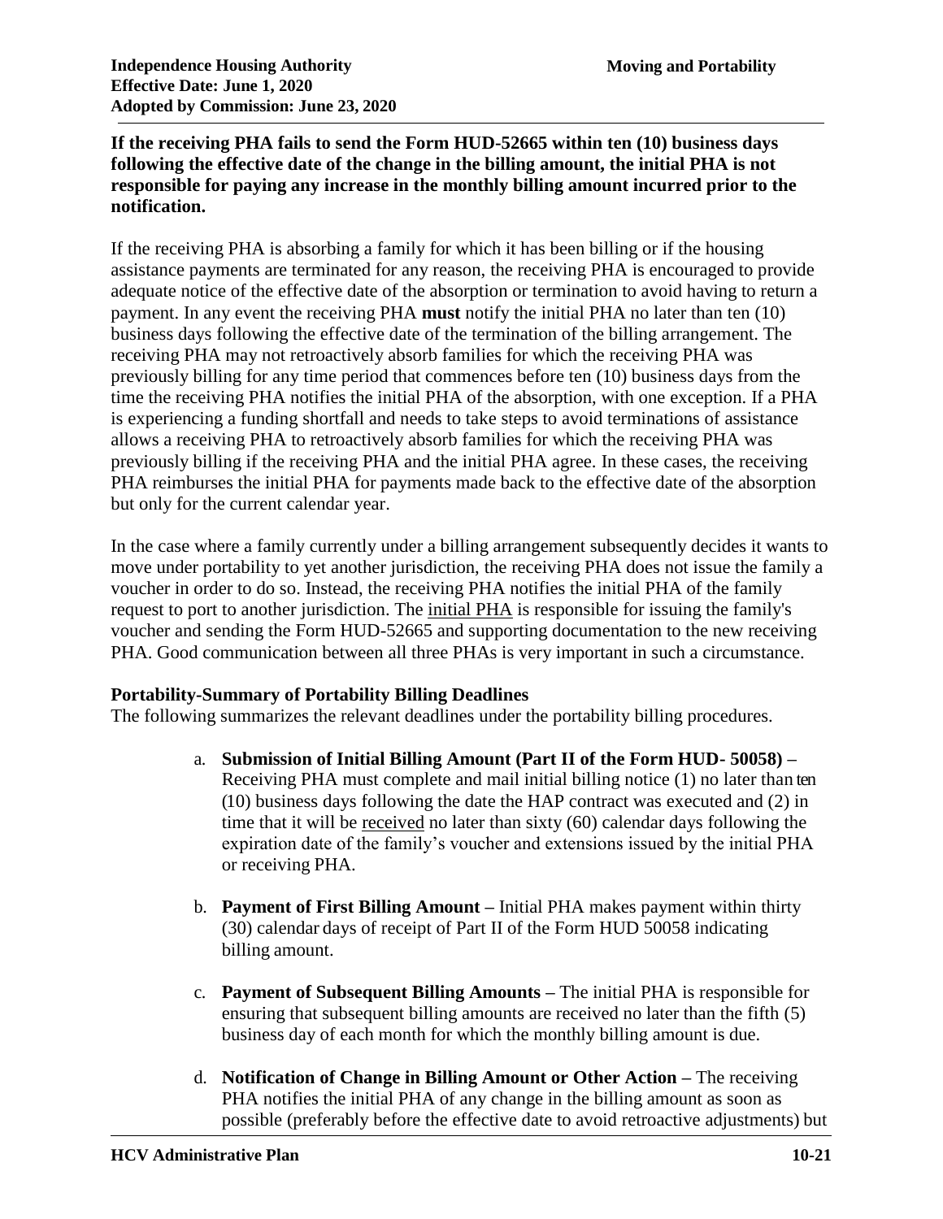**If the receiving PHA fails to send the Form HUD-52665 within ten (10) business days following the effective date of the change in the billing amount, the initial PHA is not responsible for paying any increase in the monthly billing amount incurred prior to the notification.**

If the receiving PHA is absorbing a family for which it has been billing or if the housing assistance payments are terminated for any reason, the receiving PHA is encouraged to provide adequate notice of the effective date of the absorption or termination to avoid having to return a payment. In any event the receiving PHA **must** notify the initial PHA no later than ten (10) business days following the effective date of the termination of the billing arrangement. The receiving PHA may not retroactively absorb families for which the receiving PHA was previously billing for any time period that commences before ten (10) business days from the time the receiving PHA notifies the initial PHA of the absorption, with one exception. If a PHA is experiencing a funding shortfall and needs to take steps to avoid terminations of assistance allows a receiving PHA to retroactively absorb families for which the receiving PHA was previously billing if the receiving PHA and the initial PHA agree. In these cases, the receiving PHA reimburses the initial PHA for payments made back to the effective date of the absorption but only for the current calendar year.

In the case where a family currently under a billing arrangement subsequently decides it wants to move under portability to yet another jurisdiction, the receiving PHA does not issue the family a voucher in order to do so. Instead, the receiving PHA notifies the initial PHA of the family request to port to another jurisdiction. The <u>initial PHA</u> is responsible for issuing the family's voucher and sending the Form HUD-52665 and supporting documentation to the new receiving PHA. Good communication between all three PHAs is very important in such a circumstance.

**Portability-Summary of Portability Billing Deadlines**

The following summarizes the relevant deadlines under the portability billing procedures.

a. **Submission of Initial Billing Amount (Part II of the Form HUD- 50058) –** Receiving PHA must complete and mail initial billing notice (1) no later than ten (10) business days following the date the HAP contract was executed and (2) in time that it will be <u>received</u> no later than sixty (60) calendar days following the expiration date of the family's voucher and extensions issued by the initial PHA or receiving PHA.

b. **Payment of First Billing Amount –** Initial PHA makes payment within thirty (30) calendar days of receipt of Part II of the Form HUD 50058 indicating billing amount.

c. **Payment of Subsequent Billing Amounts –** The initial PHA is responsible for ensuring that subsequent billing amounts are received no later than the fifth (5) business day of each month for which the monthly billing amount is due.

d. **Notification of Change in Billing Amount or Other Action –** The receiving PHA notifies the initial PHA of any change in the billing amount as soon as possible (preferably before the effective date to avoid retroactive adjustments) but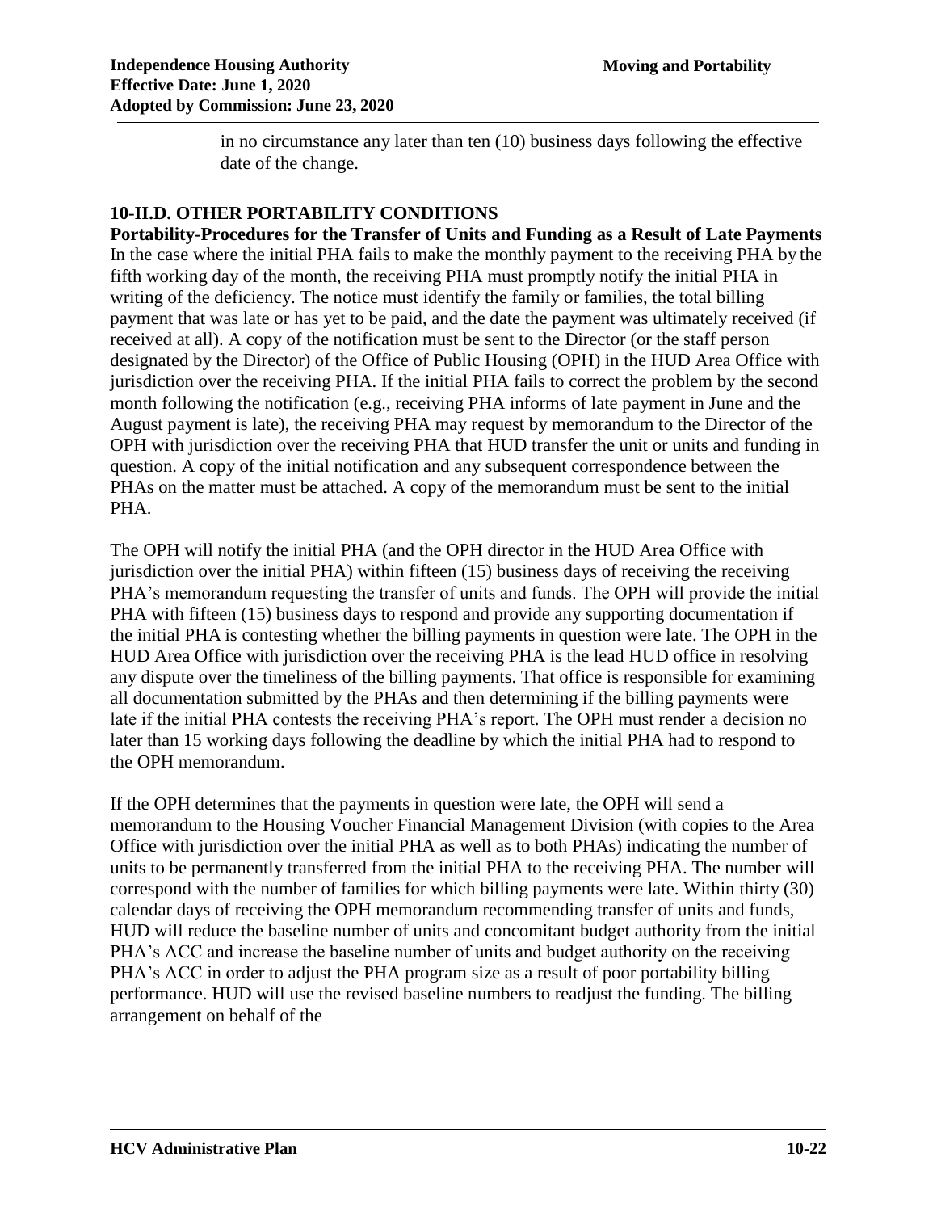in no circumstance any later than ten (10) business days following the effective date of the change.

## 10-II.D. OTHER PORTABILITY CONDITIONS

**Portability-Procedures for the Transfer of Units and Funding as a Result of Late Payments**

In the case where the initial PHA fails to make the monthly payment to the receiving PHA by the fifth working day of the month, the receiving PHA must promptly notify the initial PHA in writing of the deficiency. The notice must identify the family or families, the total billing payment that was late or has yet to be paid, and the date the payment was ultimately received (if received at all). A copy of the notification must be sent to the Director (or the staff person designated by the Director) of the Office of Public Housing (OPH) in the HUD Area Office with jurisdiction over the receiving PHA. If the initial PHA fails to correct the problem by the second month following the notification (e.g., receiving PHA informs of late payment in June and the August payment is late), the receiving PHA may request by memorandum to the Director of the OPH with jurisdiction over the receiving PHA that HUD transfer the unit or units and funding in question. A copy of the initial notification and any subsequent correspondence between the PHAs on the matter must be attached. A copy of the memorandum must be sent to the initial PHA.

The OPH will notify the initial PHA (and the OPH director in the HUD Area Office with jurisdiction over the initial PHA) within fifteen (15) business days of receiving the receiving PHA's memorandum requesting the transfer of units and funds. The OPH will provide the initial PHA with fifteen (15) business days to respond and provide any supporting documentation if the initial PHA is contesting whether the billing payments in question were late. The OPH in the HUD Area Office with jurisdiction over the receiving PHA is the lead HUD office in resolving any dispute over the timeliness of the billing payments. That office is responsible for examining all documentation submitted by the PHAs and then determining if the billing payments were late if the initial PHA contests the receiving PHA's report. The OPH must render a decision no later than 15 working days following the deadline by which the initial PHA had to respond to the OPH memorandum.

If the OPH determines that the payments in question were late, the OPH will send a memorandum to the Housing Voucher Financial Management Division (with copies to the Area Office with jurisdiction over the initial PHA as well as to both PHAs) indicating the number of units to be permanently transferred from the initial PHA to the receiving PHA. The number will correspond with the number of families for which billing payments were late. Within thirty (30) calendar days of receiving the OPH memorandum recommending transfer of units and funds, HUD will reduce the baseline number of units and concomitant budget authority from the initial PHA's ACC and increase the baseline number of units and budget authority on the receiving PHA's ACC in order to adjust the PHA program size as a result of poor portability billing performance. HUD will use the revised baseline numbers to readjust the funding. The billing arrangement on behalf of the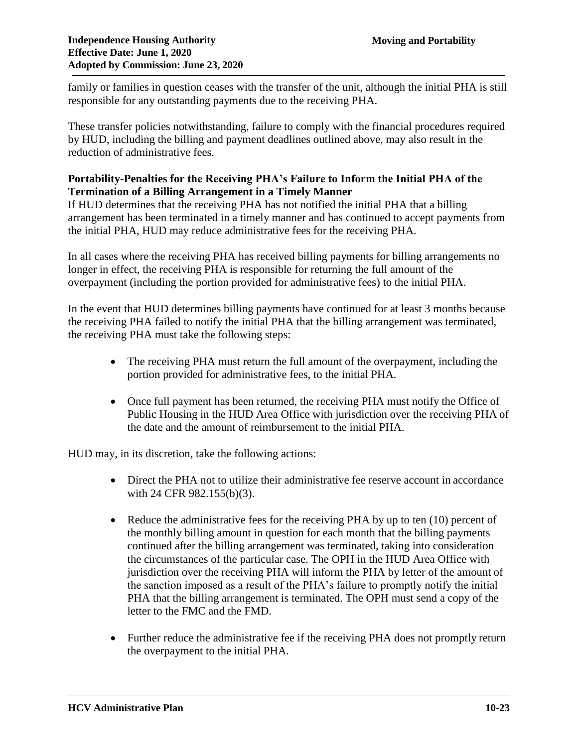family or families in question ceases with the transfer of the unit, although the initial PHA is still responsible for any outstanding payments due to the receiving PHA.

These transfer policies notwithstanding, failure to comply with the financial procedures required by HUD, including the billing and payment deadlines outlined above, may also result in the reduction of administrative fees.

**Portability-Penalties for the Receiving PHA's Failure to Inform the Initial PHA of the Termination of a Billing Arrangement in a Timely Manner**

If HUD determines that the receiving PHA has not notified the initial PHA that a billing arrangement has been terminated in a timely manner and has continued to accept payments from the initial PHA, HUD may reduce administrative fees for the receiving PHA.

In all cases where the receiving PHA has received billing payments for billing arrangements no longer in effect, the receiving PHA is responsible for returning the full amount of the overpayment (including the portion provided for administrative fees) to the initial PHA.

In the event that HUD determines billing payments have continued for at least 3 months because the receiving PHA failed to notify the initial PHA that the billing arrangement was terminated, the receiving PHA must take the following steps:

- The receiving PHA must return the full amount of the overpayment, including the portion provided for administrative fees, to the initial PHA.
- Once full payment has been returned, the receiving PHA must notify the Office of Public Housing in the HUD Area Office with jurisdiction over the receiving PHA of the date and the amount of reimbursement to the initial PHA.

HUD may, in its discretion, take the following actions:

- Direct the PHA not to utilize their administrative fee reserve account in accordance with 24 CFR 982.155(b)(3).
- Reduce the administrative fees for the receiving PHA by up to ten (10) percent of the monthly billing amount in question for each month that the billing payments continued after the billing arrangement was terminated, taking into consideration the circumstances of the particular case. The OPH in the HUD Area Office with jurisdiction over the receiving PHA will inform the PHA by letter of the amount of the sanction imposed as a result of the PHA's failure to promptly notify the initial PHA that the billing arrangement is terminated. The OPH must send a copy of the letter to the FMC and the FMD.
- Further reduce the administrative fee if the receiving PHA does not promptly return the overpayment to the initial PHA.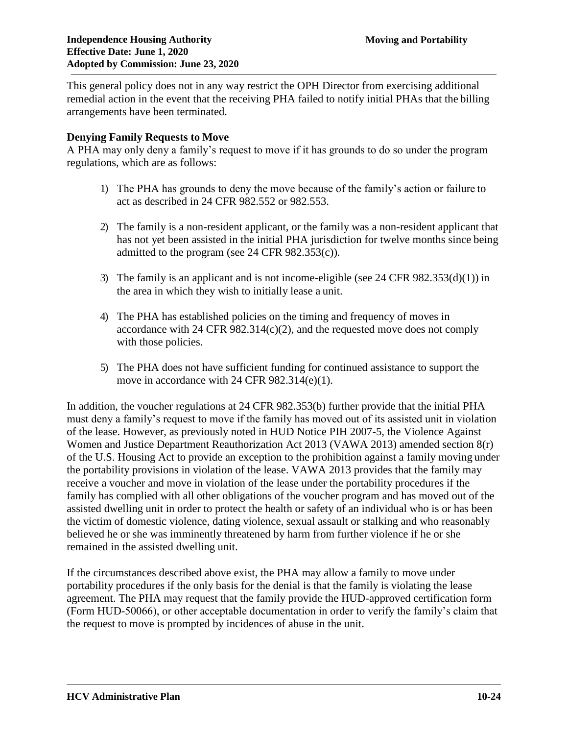This general policy does not in any way restrict the OPH Director from exercising additional remedial action in the event that the receiving PHA failed to notify initial PHAs that the billing arrangements have been terminated.

### Denying Family Requests to Move

A PHA may only deny a family's request to move if it has grounds to do so under the program regulations, which are as follows:

1) The PHA has grounds to deny the move because of the family's action or failure to act as described in 24 CFR 982.552 or 982.553.

2) The family is a non-resident applicant, or the family was a non-resident applicant that has not yet been assisted in the initial PHA jurisdiction for twelve months since being admitted to the program (see 24 CFR 982.353(c)).

3) The family is an applicant and is not income-eligible (see 24 CFR 982.353(d)(1)) in the area in which they wish to initially lease a unit.

4) The PHA has established policies on the timing and frequency of moves in accordance with 24 CFR 982.314(c)(2), and the requested move does not comply with those policies.

5) The PHA does not have sufficient funding for continued assistance to support the move in accordance with 24 CFR 982.314(e)(1).

In addition, the voucher regulations at 24 CFR 982.353(b) further provide that the initial PHA must deny a family's request to move if the family has moved out of its assisted unit in violation of the lease. However, as previously noted in HUD Notice PIH 2007-5, the Violence Against Women and Justice Department Reauthorization Act 2013 (VAWA 2013) amended section 8(r) of the U.S. Housing Act to provide an exception to the prohibition against a family moving under the portability provisions in violation of the lease. VAWA 2013 provides that the family may receive a voucher and move in violation of the lease under the portability procedures if the family has complied with all other obligations of the voucher program and has moved out of the assisted dwelling unit in order to protect the health or safety of an individual who is or has been the victim of domestic violence, dating violence, sexual assault or stalking and who reasonably believed he or she was imminently threatened by harm from further violence if he or she remained in the assisted dwelling unit.

If the circumstances described above exist, the PHA may allow a family to move under portability procedures if the only basis for the denial is that the family is violating the lease agreement. The PHA may request that the family provide the HUD-approved certification form (Form HUD-50066), or other acceptable documentation in order to verify the family's claim that the request to move is prompted by incidences of abuse in the unit.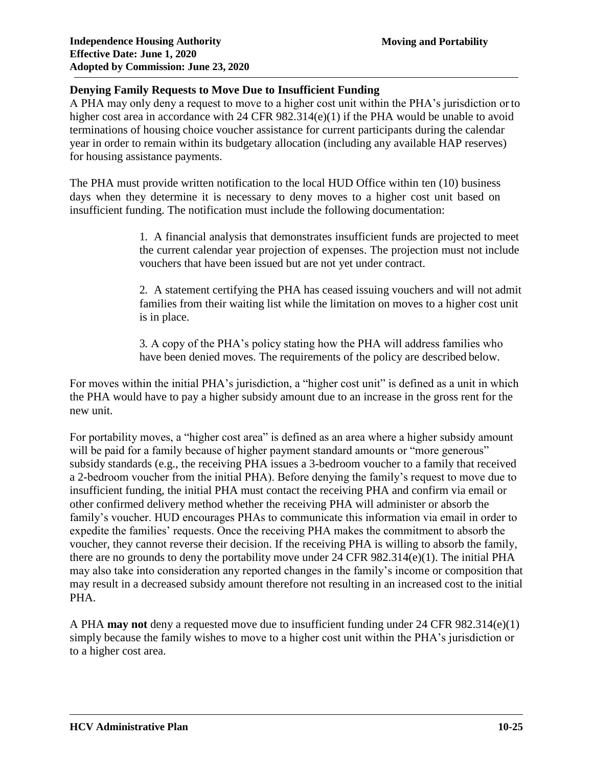## Denying Family Requests to Move Due to Insufficient Funding

A PHA may only deny a request to move to a higher cost unit within the PHA's jurisdiction or to higher cost area in accordance with 24 CFR 982.314(e)(1) if the PHA would be unable to avoid terminations of housing choice voucher assistance for current participants during the calendar year in order to remain within its budgetary allocation (including any available HAP reserves) for housing assistance payments.

The PHA must provide written notification to the local HUD Office within ten (10) business days when they determine it is necessary to deny moves to a higher cost unit based on insufficient funding. The notification must include the following documentation:

1. A financial analysis that demonstrates insufficient funds are projected to meet the current calendar year projection of expenses. The projection must not include vouchers that have been issued but are not yet under contract.

2. A statement certifying the PHA has ceased issuing vouchers and will not admit families from their waiting list while the limitation on moves to a higher cost unit is in place.

3. A copy of the PHA's policy stating how the PHA will address families who have been denied moves. The requirements of the policy are described below.

For moves within the initial PHA's jurisdiction, a "higher cost unit" is defined as a unit in which the PHA would have to pay a higher subsidy amount due to an increase in the gross rent for the new unit.

For portability moves, a "higher cost area" is defined as an area where a higher subsidy amount will be paid for a family because of higher payment standard amounts or "more generous" subsidy standards (e.g., the receiving PHA issues a 3-bedroom voucher to a family that received a 2-bedroom voucher from the initial PHA). Before denying the family's request to move due to insufficient funding, the initial PHA must contact the receiving PHA and confirm via email or other confirmed delivery method whether the receiving PHA will administer or absorb the family's voucher. HUD encourages PHAs to communicate this information via email in order to expedite the families' requests. Once the receiving PHA makes the commitment to absorb the voucher, they cannot reverse their decision. If the receiving PHA is willing to absorb the family, there are no grounds to deny the portability move under 24 CFR 982.314(e)(1). The initial PHA may also take into consideration any reported changes in the family's income or composition that may result in a decreased subsidy amount therefore not resulting in an increased cost to the initial PHA.

A PHA **may not** deny a requested move due to insufficient funding under 24 CFR 982.314(e)(1) simply because the family wishes to move to a higher cost unit within the PHA's jurisdiction or to a higher cost area.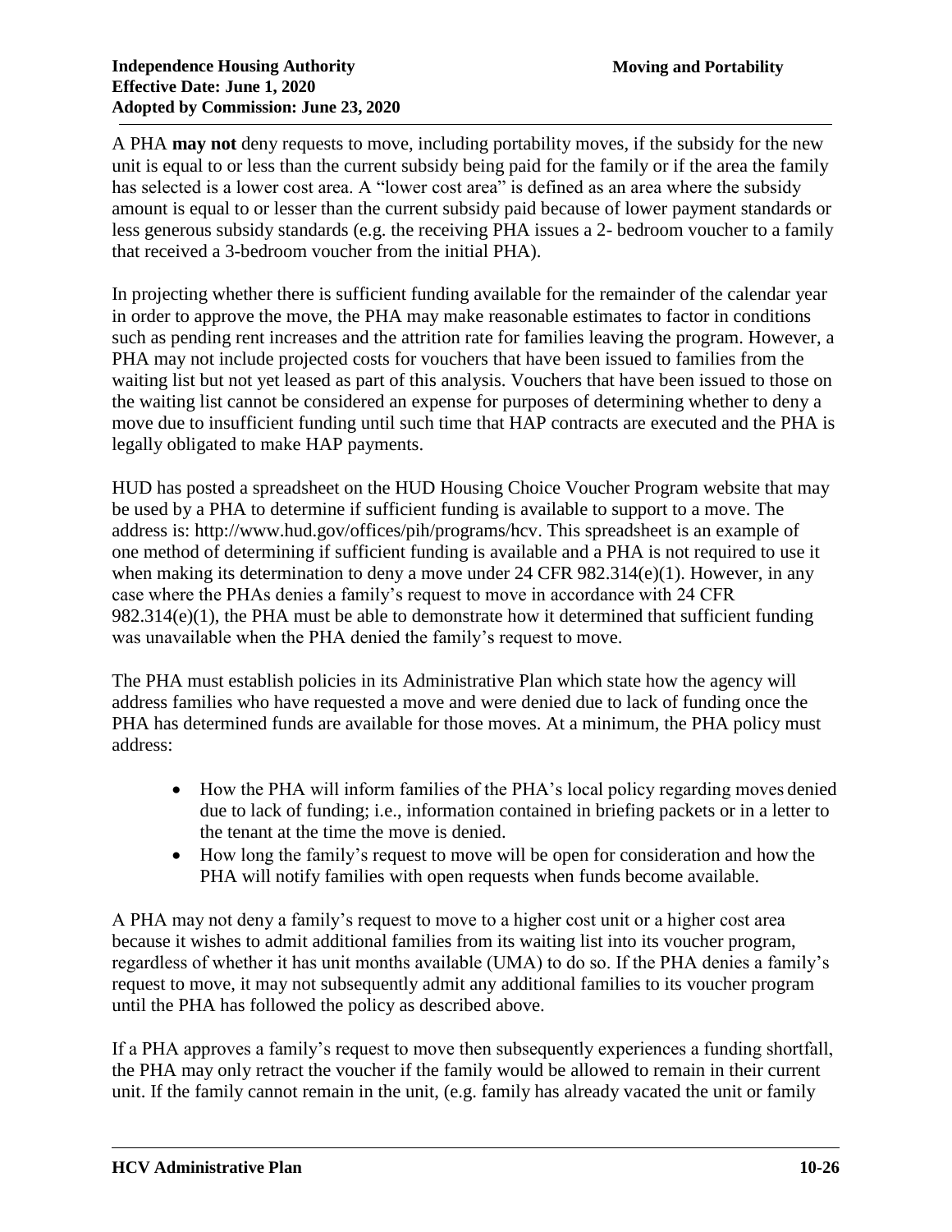A PHA **may not** deny requests to move, including portability moves, if the subsidy for the new unit is equal to or less than the current subsidy being paid for the family or if the area the family has selected is a lower cost area. A "lower cost area" is defined as an area where the subsidy amount is equal to or lesser than the current subsidy paid because of lower payment standards or less generous subsidy standards (e.g. the receiving PHA issues a 2- bedroom voucher to a family that received a 3-bedroom voucher from the initial PHA).

In projecting whether there is sufficient funding available for the remainder of the calendar year in order to approve the move, the PHA may make reasonable estimates to factor in conditions such as pending rent increases and the attrition rate for families leaving the program. However, a PHA may not include projected costs for vouchers that have been issued to families from the waiting list but not yet leased as part of this analysis. Vouchers that have been issued to those on the waiting list cannot be considered an expense for purposes of determining whether to deny a move due to insufficient funding until such time that HAP contracts are executed and the PHA is legally obligated to make HAP payments.

HUD has posted a spreadsheet on the HUD Housing Choice Voucher Program website that may be used by a PHA to determine if sufficient funding is available to support to a move. The address is: http://www.hud.gov/offices/pih/programs/hcv. This spreadsheet is an example of one method of determining if sufficient funding is available and a PHA is not required to use it when making its determination to deny a move under 24 CFR 982.314(e)(1). However, in any case where the PHAs denies a family's request to move in accordance with 24 CFR 982.314(e)(1), the PHA must be able to demonstrate how it determined that sufficient funding was unavailable when the PHA denied the family's request to move.

The PHA must establish policies in its Administrative Plan which state how the agency will address families who have requested a move and were denied due to lack of funding once the PHA has determined funds are available for those moves. At a minimum, the PHA policy must address:

- How the PHA will inform families of the PHA's local policy regarding moves denied due to lack of funding; i.e., information contained in briefing packets or in a letter to the tenant at the time the move is denied.
- How long the family's request to move will be open for consideration and how the PHA will notify families with open requests when funds become available.

A PHA may not deny a family's request to move to a higher cost unit or a higher cost area because it wishes to admit additional families from its waiting list into its voucher program, regardless of whether it has unit months available (UMA) to do so. If the PHA denies a family's request to move, it may not subsequently admit any additional families to its voucher program until the PHA has followed the policy as described above.

If a PHA approves a family's request to move then subsequently experiences a funding shortfall, the PHA may only retract the voucher if the family would be allowed to remain in their current unit. If the family cannot remain in the unit, (e.g. family has already vacated the unit or family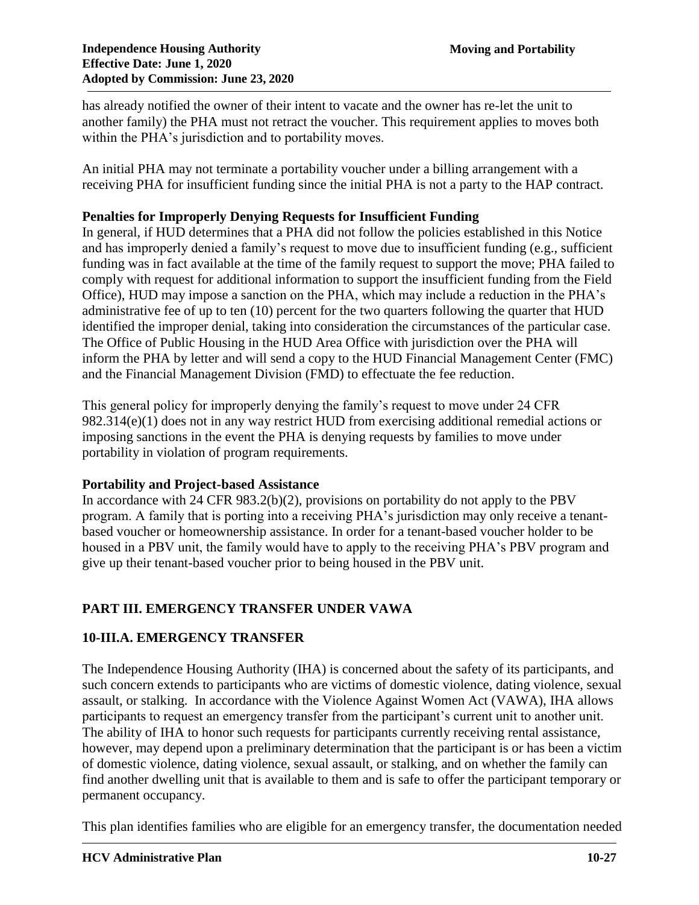has already notified the owner of their intent to vacate and the owner has re-let the unit to another family) the PHA must not retract the voucher. This requirement applies to moves both within the PHA's jurisdiction and to portability moves.

An initial PHA may not terminate a portability voucher under a billing arrangement with a receiving PHA for insufficient funding since the initial PHA is not a party to the HAP contract.

**Penalties for Improperly Denying Requests for Insufficient Funding**

In general, if HUD determines that a PHA did not follow the policies established in this Notice and has improperly denied a family's request to move due to insufficient funding (e.g., sufficient funding was in fact available at the time of the family request to support the move; PHA failed to comply with request for additional information to support the insufficient funding from the Field Office), HUD may impose a sanction on the PHA, which may include a reduction in the PHA's administrative fee of up to ten (10) percent for the two quarters following the quarter that HUD identified the improper denial, taking into consideration the circumstances of the particular case. The Office of Public Housing in the HUD Area Office with jurisdiction over the PHA will inform the PHA by letter and will send a copy to the HUD Financial Management Center (FMC) and the Financial Management Division (FMD) to effectuate the fee reduction.

This general policy for improperly denying the family's request to move under 24 CFR 982.314(e)(1) does not in any way restrict HUD from exercising additional remedial actions or imposing sanctions in the event the PHA is denying requests by families to move under portability in violation of program requirements.

**Portability and Project-based Assistance**

In accordance with 24 CFR 983.2(b)(2), provisions on portability do not apply to the PBV program. A family that is porting into a receiving PHA's jurisdiction may only receive a tenant-based voucher or homeownership assistance. In order for a tenant-based voucher holder to be housed in a PBV unit, the family would have to apply to the receiving PHA's PBV program and give up their tenant-based voucher prior to being housed in the PBV unit.

## PART III. EMERGENCY TRANSFER UNDER VAWA

### 10-III.A. EMERGENCY TRANSFER

The Independence Housing Authority (IHA) is concerned about the safety of its participants, and such concern extends to participants who are victims of domestic violence, dating violence, sexual assault, or stalking. In accordance with the Violence Against Women Act (VAWA), IHA allows participants to request an emergency transfer from the participant's current unit to another unit. The ability of IHA to honor such requests for participants currently receiving rental assistance, however, may depend upon a preliminary determination that the participant is or has been a victim of domestic violence, dating violence, sexual assault, or stalking, and on whether the family can find another dwelling unit that is available to them and is safe to offer the participant temporary or permanent occupancy.

This plan identifies families who are eligible for an emergency transfer, the documentation needed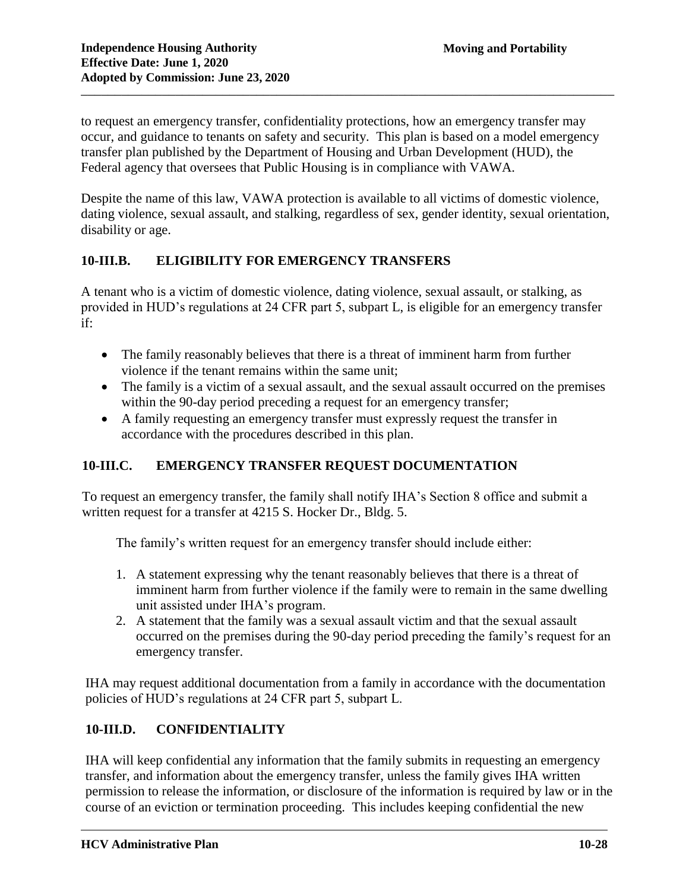to request an emergency transfer, confidentiality protections, how an emergency transfer may occur, and guidance to tenants on safety and security. This plan is based on a model emergency transfer plan published by the Department of Housing and Urban Development (HUD), the Federal agency that oversees that Public Housing is in compliance with VAWA.

Despite the name of this law, VAWA protection is available to all victims of domestic violence, dating violence, sexual assault, and stalking, regardless of sex, gender identity, sexual orientation, disability or age.

## 10-III.B. ELIGIBILITY FOR EMERGENCY TRANSFERS

A tenant who is a victim of domestic violence, dating violence, sexual assault, or stalking, as provided in HUD's regulations at 24 CFR part 5, subpart L, is eligible for an emergency transfer if:

- The family reasonably believes that there is a threat of imminent harm from further violence if the tenant remains within the same unit;
- The family is a victim of a sexual assault, and the sexual assault occurred on the premises within the 90-day period preceding a request for an emergency transfer;
- A family requesting an emergency transfer must expressly request the transfer in accordance with the procedures described in this plan.

## 10-III.C. EMERGENCY TRANSFER REQUEST DOCUMENTATION

To request an emergency transfer, the family shall notify IHA's Section 8 office and submit a written request for a transfer at 4215 S. Hocker Dr., Bldg. 5.

The family's written request for an emergency transfer should include either:

1. A statement expressing why the tenant reasonably believes that there is a threat of imminent harm from further violence if the family were to remain in the same dwelling unit assisted under IHA's program.
2. A statement that the family was a sexual assault victim and that the sexual assault occurred on the premises during the 90-day period preceding the family's request for an emergency transfer.

IHA may request additional documentation from a family in accordance with the documentation policies of HUD's regulations at 24 CFR part 5, subpart L.

## 10-III.D. CONFIDENTIALITY

IHA will keep confidential any information that the family submits in requesting an emergency transfer, and information about the emergency transfer, unless the family gives IHA written permission to release the information, or disclosure of the information is required by law or in the course of an eviction or termination proceeding. This includes keeping confidential the new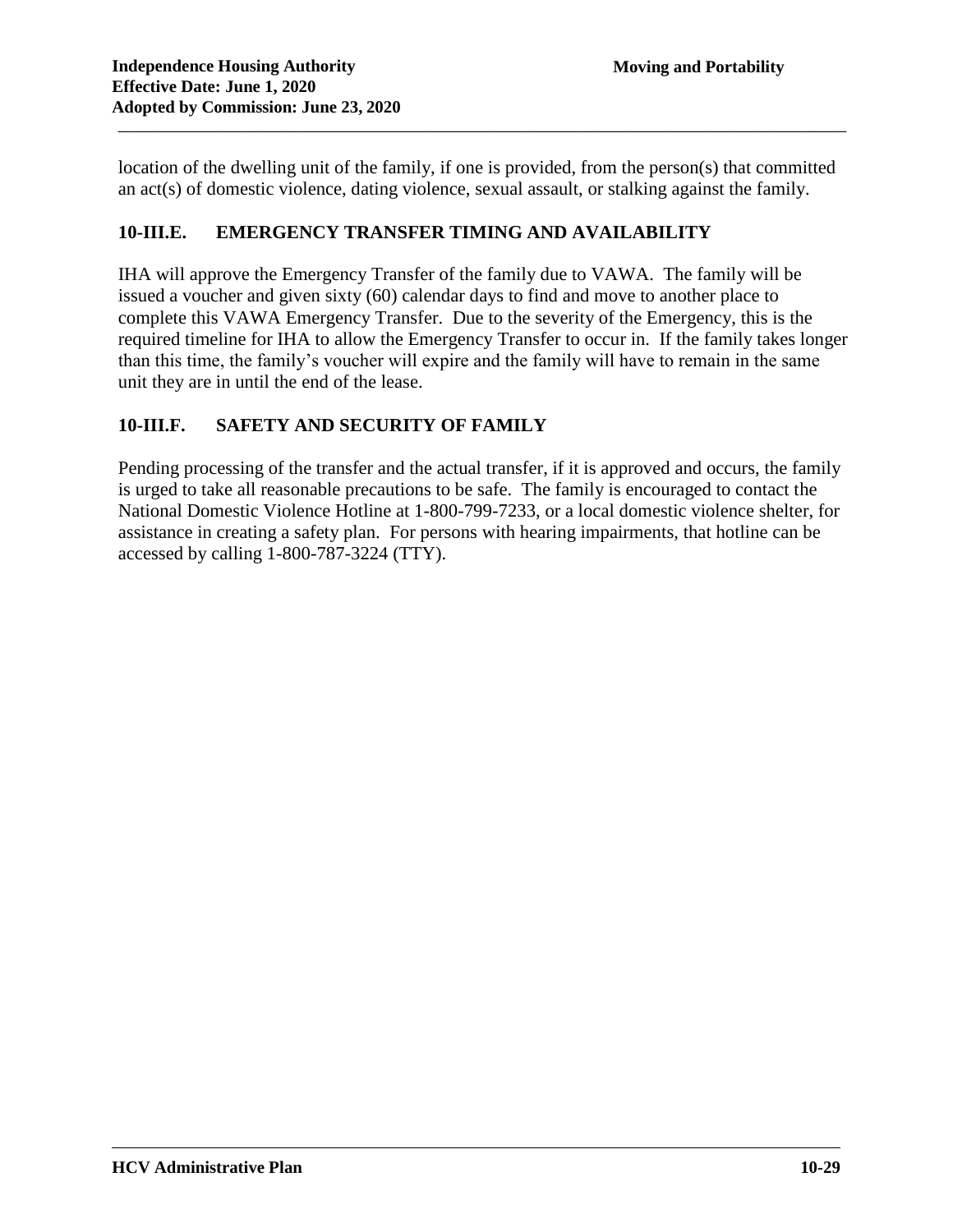location of the dwelling unit of the family, if one is provided, from the person(s) that committed an act(s) of domestic violence, dating violence, sexual assault, or stalking against the family.

## 10-III.E. EMERGENCY TRANSFER TIMING AND AVAILABILITY

IHA will approve the Emergency Transfer of the family due to VAWA. The family will be issued a voucher and given sixty (60) calendar days to find and move to another place to complete this VAWA Emergency Transfer. Due to the severity of the Emergency, this is the required timeline for IHA to allow the Emergency Transfer to occur in. If the family takes longer than this time, the family's voucher will expire and the family will have to remain in the same unit they are in until the end of the lease.

## 10-III.F. SAFETY AND SECURITY OF FAMILY

Pending processing of the transfer and the actual transfer, if it is approved and occurs, the family is urged to take all reasonable precautions to be safe. The family is encouraged to contact the National Domestic Violence Hotline at 1-800-799-7233, or a local domestic violence shelter, for assistance in creating a safety plan. For persons with hearing impairments, that hotline can be accessed by calling 1-800-787-3224 (TTY).